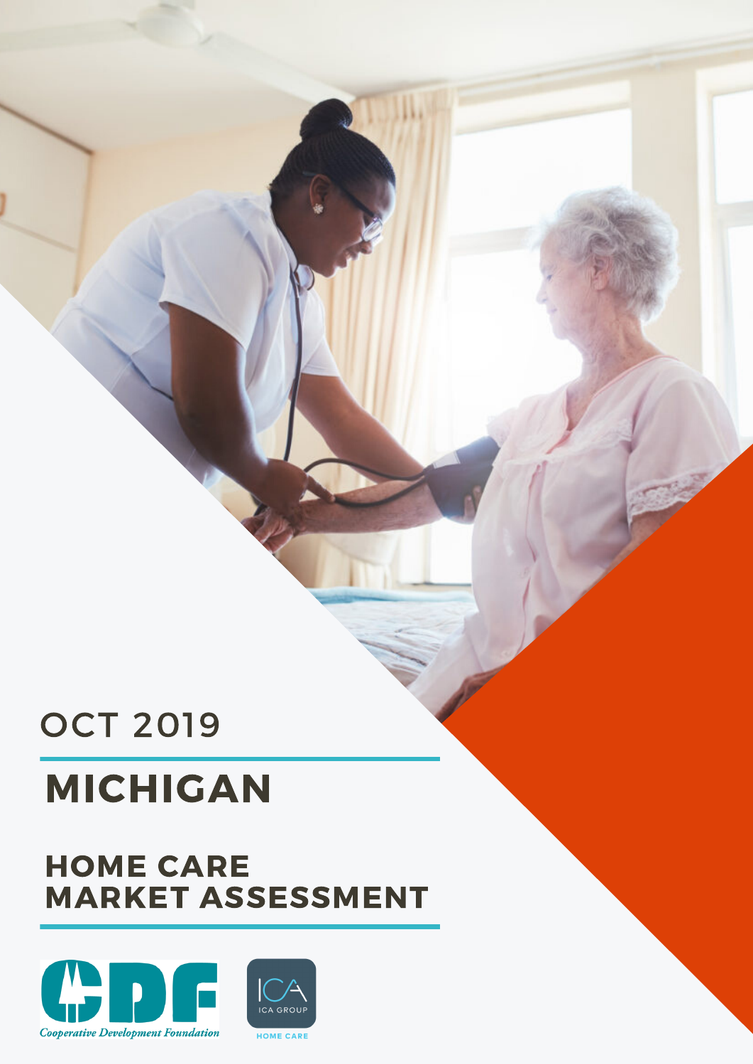OCT 2019

# MICHIGAN

## HOME CARE MARKET ASSESSMENT

*Cooperative Development Foundation*

ICA GROUP

HOME CARE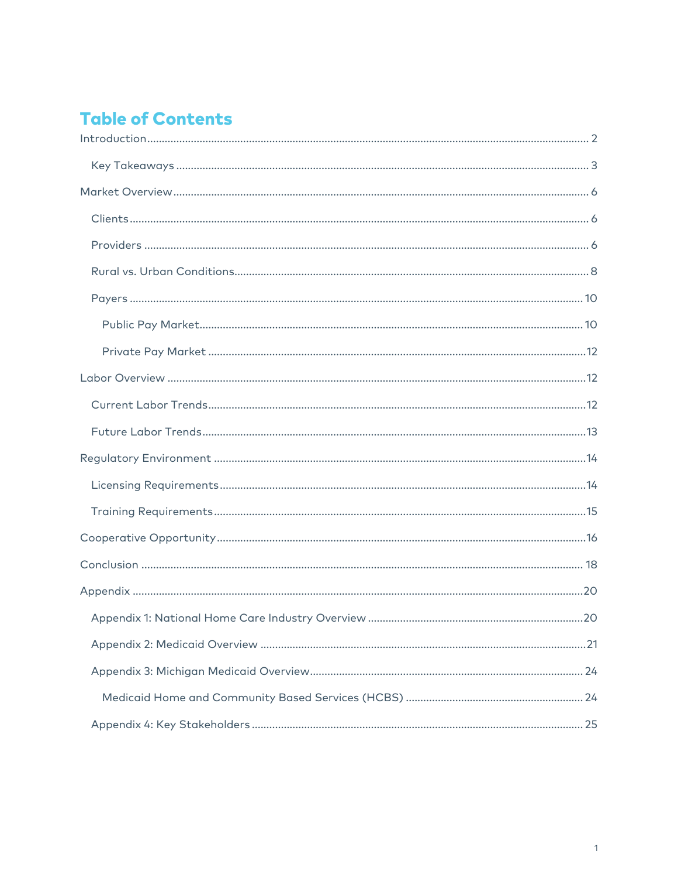# Table of Contents

- Introduction ..... 2
  - Key Takeaways ..... 3
- Market Overview ..... 6
  - Clients ..... 6
  - Providers ..... 6
  - Rural vs. Urban Conditions ..... 8
  - Payers ..... 10
    - Public Pay Market ..... 10
    - Private Pay Market ..... 12
- Labor Overview ..... 12
  - Current Labor Trends ..... 12
  - Future Labor Trends ..... 13
- Regulatory Environment ..... 14
  - Licensing Requirements ..... 14
  - Training Requirements ..... 15
- Cooperative Opportunity ..... 16
- Conclusion ..... 18
- Appendix ..... 20
  - Appendix 1: National Home Care Industry Overview ..... 20
  - Appendix 2: Medicaid Overview ..... 21
  - Appendix 3: Michigan Medicaid Overview ..... 24
    - Medicaid Home and Community Based Services (HCBS) ..... 24
  - Appendix 4: Key Stakeholders ..... 25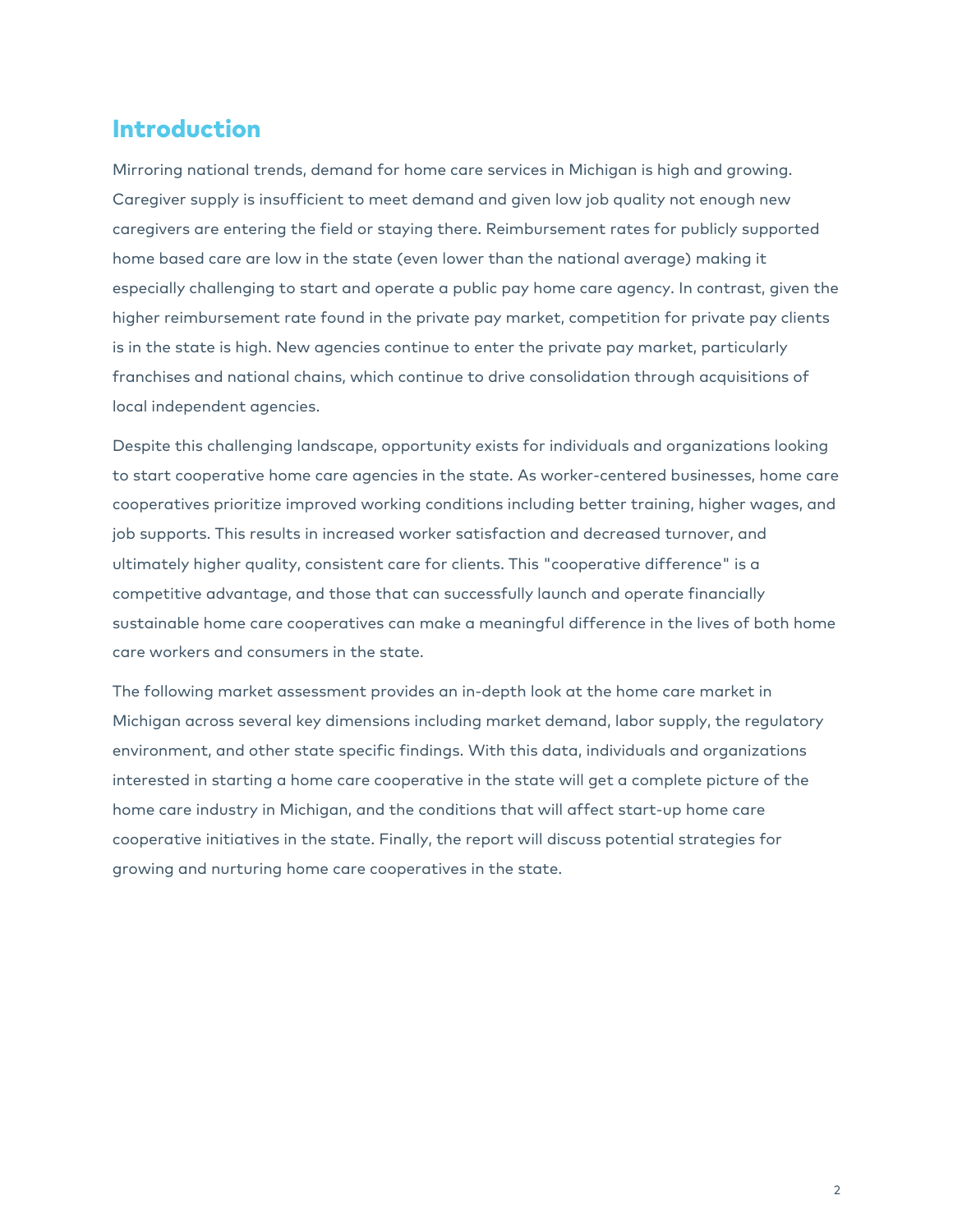## Introduction

Mirroring national trends, demand for home care services in Michigan is high and growing. Caregiver supply is insufficient to meet demand and given low job quality not enough new caregivers are entering the field or staying there. Reimbursement rates for publicly supported home based care are low in the state (even lower than the national average) making it especially challenging to start and operate a public pay home care agency. In contrast, given the higher reimbursement rate found in the private pay market, competition for private pay clients is in the state is high. New agencies continue to enter the private pay market, particularly franchises and national chains, which continue to drive consolidation through acquisitions of local independent agencies.

Despite this challenging landscape, opportunity exists for individuals and organizations looking to start cooperative home care agencies in the state. As worker-centered businesses, home care cooperatives prioritize improved working conditions including better training, higher wages, and job supports. This results in increased worker satisfaction and decreased turnover, and ultimately higher quality, consistent care for clients. This "cooperative difference" is a competitive advantage, and those that can successfully launch and operate financially sustainable home care cooperatives can make a meaningful difference in the lives of both home care workers and consumers in the state.

The following market assessment provides an in-depth look at the home care market in Michigan across several key dimensions including market demand, labor supply, the regulatory environment, and other state specific findings. With this data, individuals and organizations interested in starting a home care cooperative in the state will get a complete picture of the home care industry in Michigan, and the conditions that will affect start-up home care cooperative initiatives in the state. Finally, the report will discuss potential strategies for growing and nurturing home care cooperatives in the state.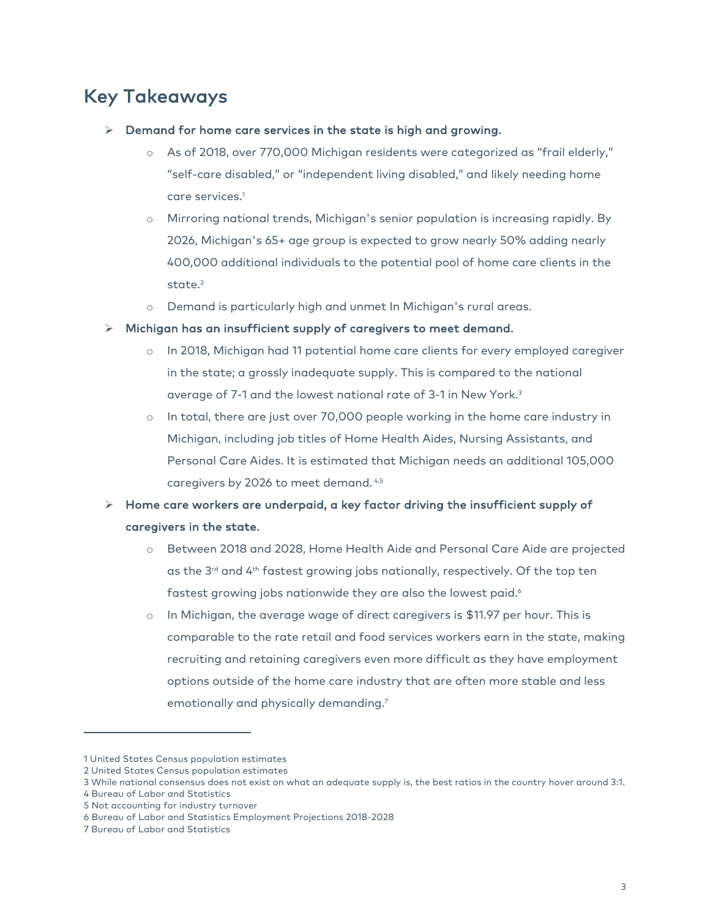## Key Takeaways

- **Demand for home care services in the state is high and growing.**
  - As of 2018, over 770,000 Michigan residents were categorized as "frail elderly," "self-care disabled," or "independent living disabled," and likely needing home care services.[1]
  - Mirroring national trends, Michigan's senior population is increasing rapidly. By 2026, Michigan's 65+ age group is expected to grow nearly 50% adding nearly 400,000 additional individuals to the potential pool of home care clients in the state.[2]
  - Demand is particularly high and unmet In Michigan's rural areas.
- **Michigan has an insufficient supply of caregivers to meet demand.**
  - In 2018, Michigan had 11 potential home care clients for every employed caregiver in the state; a grossly inadequate supply. This is compared to the national average of 7-1 and the lowest national rate of 3-1 in New York.[3]
  - In total, there are just over 70,000 people working in the home care industry in Michigan, including job titles of Home Health Aides, Nursing Assistants, and Personal Care Aides. It is estimated that Michigan needs an additional 105,000 caregivers by 2026 to meet demand.[4,5]
- **Home care workers are underpaid, a key factor driving the insufficient supply of caregivers in the state.**
  - Between 2018 and 2028, Home Health Aide and Personal Care Aide are projected as the 3rd and 4th fastest growing jobs nationally, respectively. Of the top ten fastest growing jobs nationwide they are also the lowest paid.[6]
  - In Michigan, the average wage of direct caregivers is $11.97 per hour. This is comparable to the rate retail and food services workers earn in the state, making recruiting and retaining caregivers even more difficult as they have employment options outside of the home care industry that are often more stable and less emotionally and physically demanding.[7]

---

1 United States Census population estimates
2 United States Census population estimates
3 While national consensus does not exist on what an adequate supply is, the best ratios in the country hover around 3:1.
4 Bureau of Labor and Statistics
5 Not accounting for industry turnover
6 Bureau of Labor and Statistics Employment Projections 2018-2028
7 Bureau of Labor and Statistics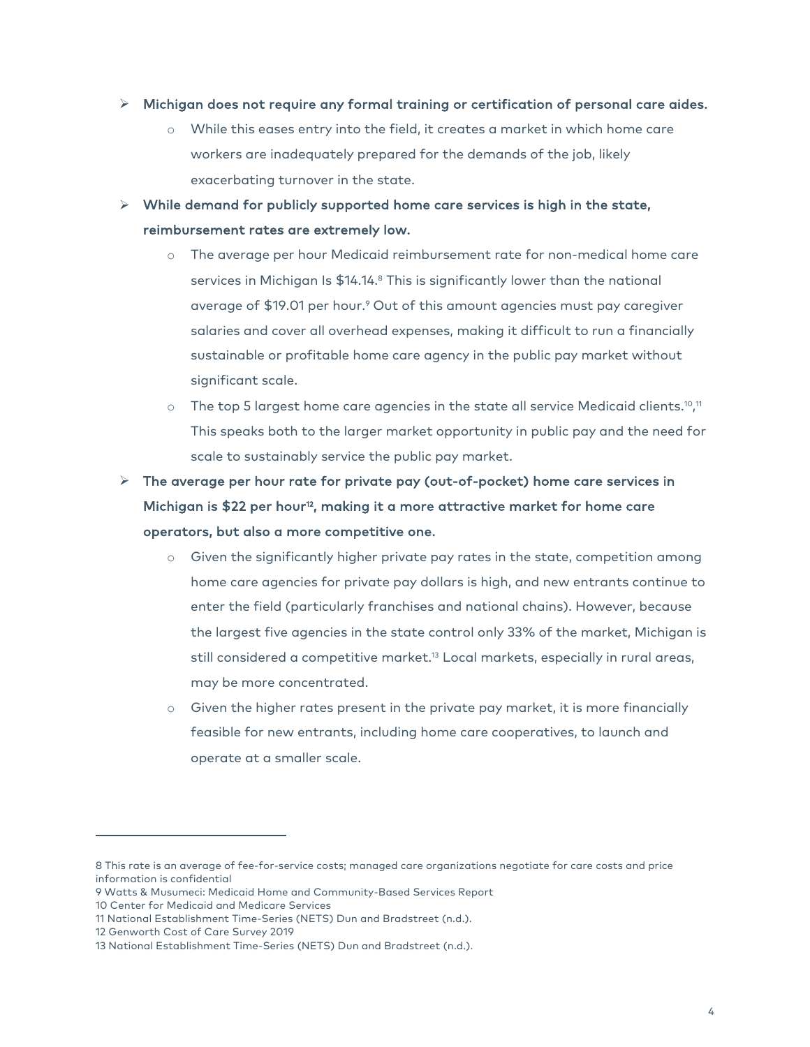- **Michigan does not require any formal training or certification of personal care aides.**
  - While this eases entry into the field, it creates a market in which home care workers are inadequately prepared for the demands of the job, likely exacerbating turnover in the state.
- **While demand for publicly supported home care services is high in the state, reimbursement rates are extremely low.**
  - The average per hour Medicaid reimbursement rate for non-medical home care services in Michigan Is $14.14.[8] This is significantly lower than the national average of $19.01 per hour.[9] Out of this amount agencies must pay caregiver salaries and cover all overhead expenses, making it difficult to run a financially sustainable or profitable home care agency in the public pay market without significant scale.
  - The top 5 largest home care agencies in the state all service Medicaid clients.[10,11] This speaks both to the larger market opportunity in public pay and the need for scale to sustainably service the public pay market.
- **The average per hour rate for private pay (out-of-pocket) home care services in Michigan is $22 per hour[12], making it a more attractive market for home care operators, but also a more competitive one.**
  - Given the significantly higher private pay rates in the state, competition among home care agencies for private pay dollars is high, and new entrants continue to enter the field (particularly franchises and national chains). However, because the largest five agencies in the state control only 33% of the market, Michigan is still considered a competitive market.[13] Local markets, especially in rural areas, may be more concentrated.
  - Given the higher rates present in the private pay market, it is more financially feasible for new entrants, including home care cooperatives, to launch and operate at a smaller scale.

---

8 This rate is an average of fee-for-service costs; managed care organizations negotiate for care costs and price information is confidential

9 Watts & Musumeci: Medicaid Home and Community-Based Services Report

10 Center for Medicaid and Medicare Services

11 National Establishment Time-Series (NETS) Dun and Bradstreet (n.d.).

12 Genworth Cost of Care Survey 2019

13 National Establishment Time-Series (NETS) Dun and Bradstreet (n.d.).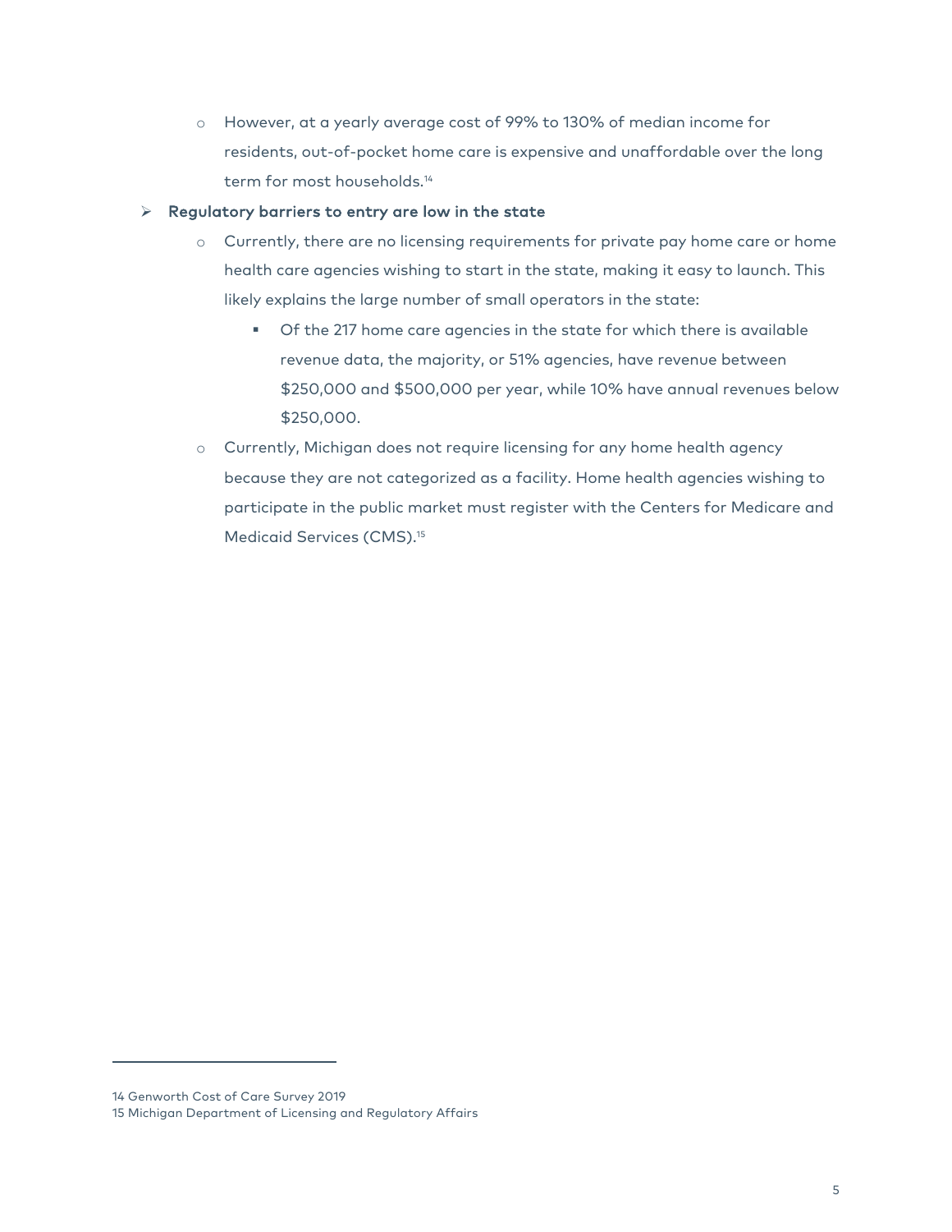- However, at a yearly average cost of 99% to 130% of median income for residents, out-of-pocket home care is expensive and unaffordable over the long term for most households.[14]

- **Regulatory barriers to entry are low in the state**
  - Currently, there are no licensing requirements for private pay home care or home health care agencies wishing to start in the state, making it easy to launch. This likely explains the large number of small operators in the state:
    - Of the 217 home care agencies in the state for which there is available revenue data, the majority, or 51% agencies, have revenue between $250,000 and $500,000 per year, while 10% have annual revenues below $250,000.
  - Currently, Michigan does not require licensing for any home health agency because they are not categorized as a facility. Home health agencies wishing to participate in the public market must register with the Centers for Medicare and Medicaid Services (CMS).[15]

---

14 Genworth Cost of Care Survey 2019

15 Michigan Department of Licensing and Regulatory Affairs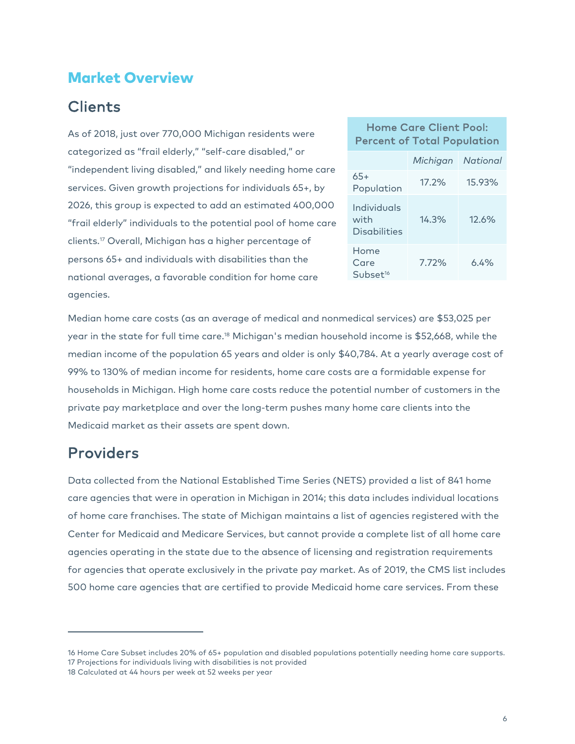# Market Overview

## Clients

As of 2018, just over 770,000 Michigan residents were categorized as "frail elderly," "self-care disabled," or "independent living disabled," and likely needing home care services. Given growth projections for individuals 65+, by 2026, this group is expected to add an estimated 400,000 "frail elderly" individuals to the potential pool of home care clients.[17] Overall, Michigan has a higher percentage of persons 65+ and individuals with disabilities than the national averages, a favorable condition for home care agencies.

| Home Care Client Pool: Percent of Total Population | | |
|---|---|---|
| | *Michigan* | *National* |
| 65+ Population | 17.2% | 15.93% |
| Individuals with Disabilities | 14.3% | 12.6% |
| Home Care Subset[16] | 7.72% | 6.4% |

Median home care costs (as an average of medical and nonmedical services) are $53,025 per year in the state for full time care.[18] Michigan's median household income is $52,668, while the median income of the population 65 years and older is only $40,784. At a yearly average cost of 99% to 130% of median income for residents, home care costs are a formidable expense for households in Michigan. High home care costs reduce the potential number of customers in the private pay marketplace and over the long-term pushes many home care clients into the Medicaid market as their assets are spent down.

## Providers

Data collected from the National Established Time Series (NETS) provided a list of 841 home care agencies that were in operation in Michigan in 2014; this data includes individual locations of home care franchises. The state of Michigan maintains a list of agencies registered with the Center for Medicaid and Medicare Services, but cannot provide a complete list of all home care agencies operating in the state due to the absence of licensing and registration requirements for agencies that operate exclusively in the private pay market. As of 2019, the CMS list includes 500 home care agencies that are certified to provide Medicaid home care services. From these

---

16 Home Care Subset includes 20% of 65+ population and disabled populations potentially needing home care supports.
17 Projections for individuals living with disabilities is not provided
18 Calculated at 44 hours per week at 52 weeks per year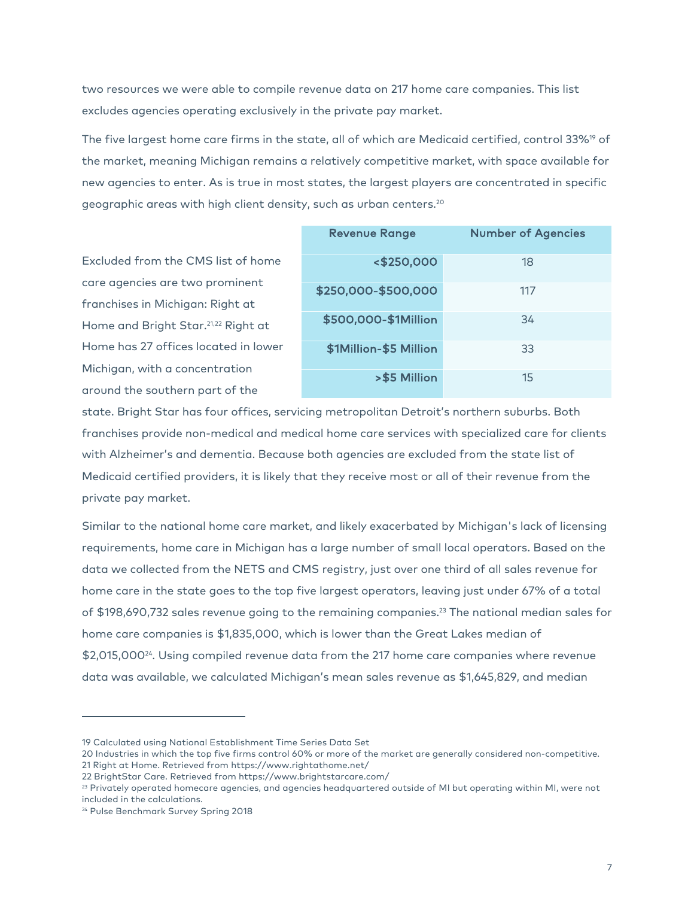two resources we were able to compile revenue data on 217 home care companies. This list excludes agencies operating exclusively in the private pay market.

The five largest home care firms in the state, all of which are Medicaid certified, control 33%[19] of the market, meaning Michigan remains a relatively competitive market, with space available for new agencies to enter. As is true in most states, the largest players are concentrated in specific geographic areas with high client density, such as urban centers.[20]

| Revenue Range | Number of Agencies |
|---|---|
| <$250,000 | 18 |
| $250,000-$500,000 | 117 |
| $500,000-$1Million | 34 |
| $1Million-$5 Million | 33 |
| >$5 Million | 15 |

Excluded from the CMS list of home care agencies are two prominent franchises in Michigan: Right at Home and Bright Star.[21,22] Right at Home has 27 offices located in lower Michigan, with a concentration around the southern part of the state. Bright Star has four offices, servicing metropolitan Detroit's northern suburbs. Both franchises provide non-medical and medical home care services with specialized care for clients with Alzheimer's and dementia. Because both agencies are excluded from the state list of Medicaid certified providers, it is likely that they receive most or all of their revenue from the private pay market.

Similar to the national home care market, and likely exacerbated by Michigan's lack of licensing requirements, home care in Michigan has a large number of small local operators. Based on the data we collected from the NETS and CMS registry, just over one third of all sales revenue for home care in the state goes to the top five largest operators, leaving just under 67% of a total of $198,690,732 sales revenue going to the remaining companies.[23] The national median sales for home care companies is $1,835,000, which is lower than the Great Lakes median of $2,015,000[24]. Using compiled revenue data from the 217 home care companies where revenue data was available, we calculated Michigan's mean sales revenue as $1,645,829, and median

---

19 Calculated using National Establishment Time Series Data Set

20 Industries in which the top five firms control 60% or more of the market are generally considered non-competitive.

21 Right at Home. Retrieved from https://www.rightathome.net/

22 BrightStar Care. Retrieved from https://www.brightstarcare.com/

23 Privately operated homecare agencies, and agencies headquartered outside of MI but operating within MI, were not included in the calculations.

24 Pulse Benchmark Survey Spring 2018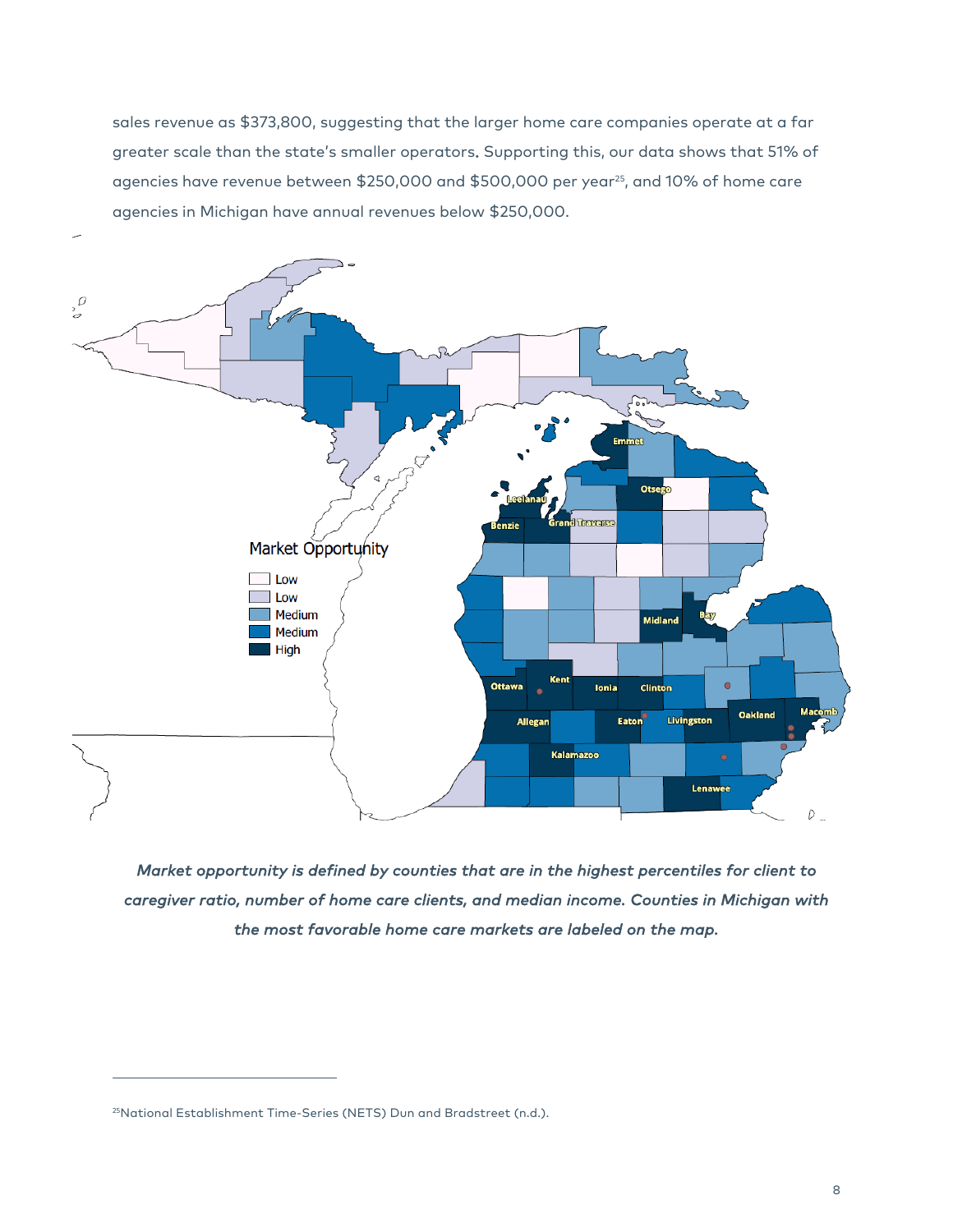sales revenue as $373,800, suggesting that the larger home care companies operate at a far greater scale than the state's smaller operators. Supporting this, our data shows that 51% of agencies have revenue between $250,000 and $500,000 per year[25], and 10% of home care agencies in Michigan have annual revenues below $250,000.

*Market opportunity is defined by counties that are in the highest percentiles for client to caregiver ratio, number of home care clients, and median income. Counties in Michigan with the most favorable home care markets are labeled on the map.*

[25] National Establishment Time-Series (NETS) Dun and Bradstreet (n.d.).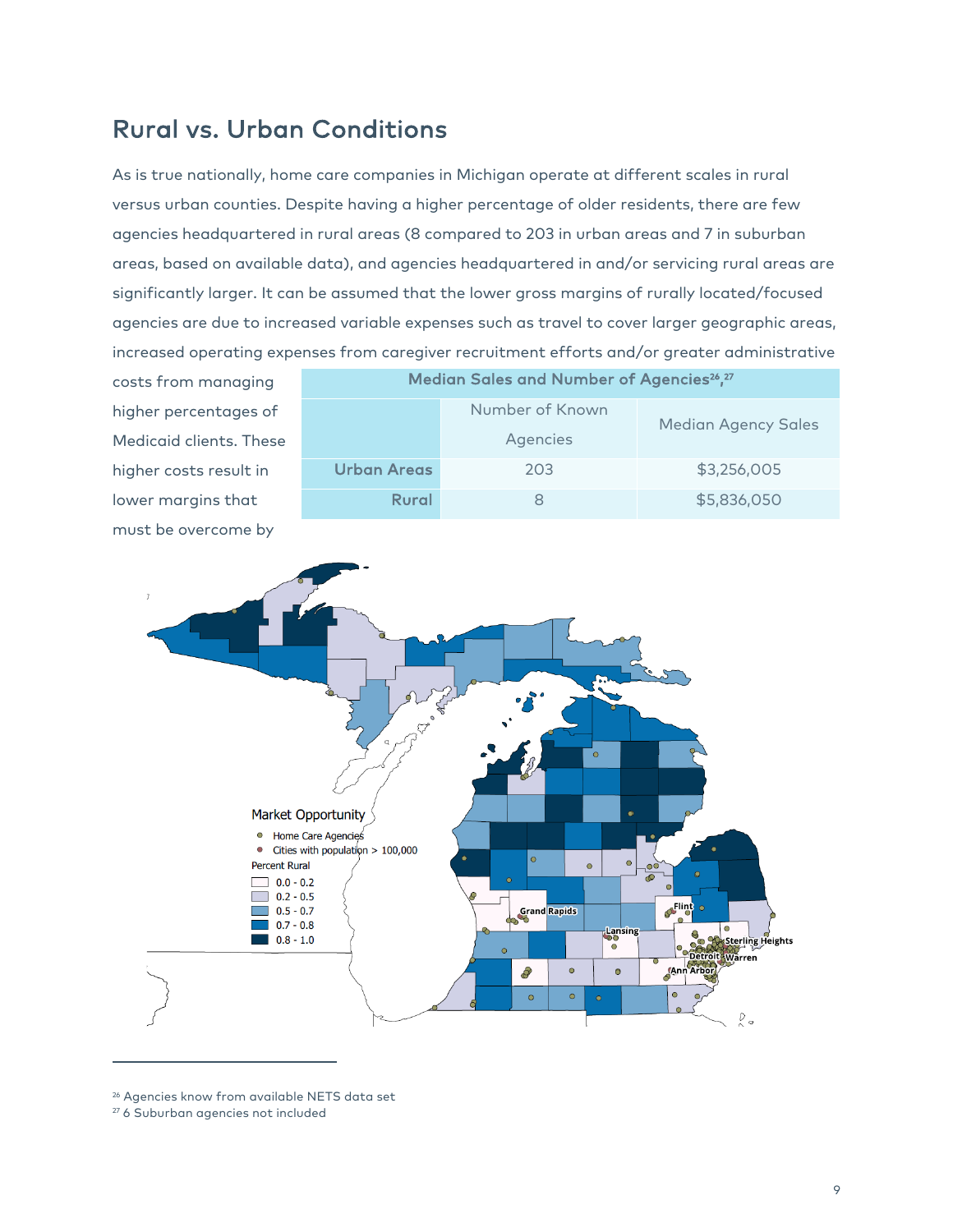## Rural vs. Urban Conditions

As is true nationally, home care companies in Michigan operate at different scales in rural versus urban counties. Despite having a higher percentage of older residents, there are few agencies headquartered in rural areas (8 compared to 203 in urban areas and 7 in suburban areas, based on available data), and agencies headquartered in and/or servicing rural areas are significantly larger. It can be assumed that the lower gross margins of rurally located/focused agencies are due to increased variable expenses such as travel to cover larger geographic areas, increased operating expenses from caregiver recruitment efforts and/or greater administrative costs from managing higher percentages of Medicaid clients. These higher costs result in lower margins that must be overcome by

**Median Sales and Number of Agencies[26,27]**

| | Number of Known Agencies | Median Agency Sales |
|---|---|---|
| **Urban Areas** | 203 | $3,256,005 |
| **Rural** | 8 | $5,836,050 |

Market Opportunity

- Home Care Agencies
- Cities with population > 100,000

Percent Rural

- 0.0 - 0.2
- 0.2 - 0.5
- 0.5 - 0.7
- 0.7 - 0.8
- 0.8 - 1.0

Grand Rapids, Lansing, Flint, Sterling Heights, Detroit, Warren, Ann Arbor

---

[26] Agencies know from available NETS data set
[27] 6 Suburban agencies not included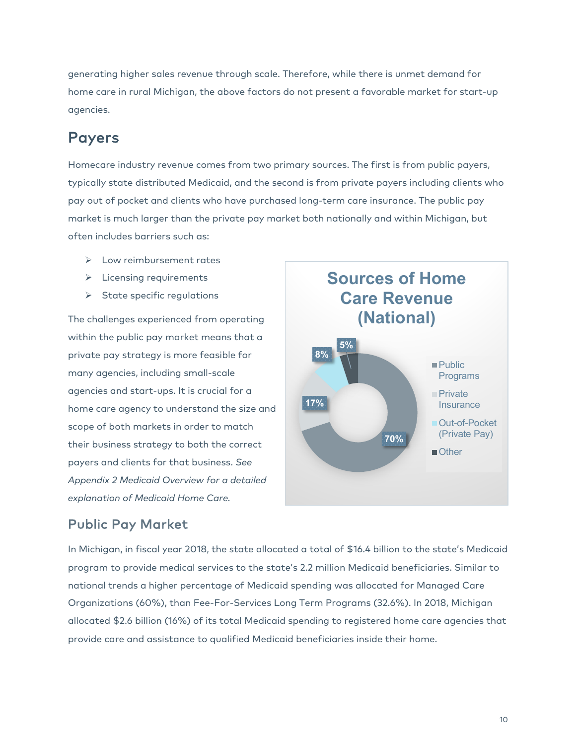generating higher sales revenue through scale. Therefore, while there is unmet demand for home care in rural Michigan, the above factors do not present a favorable market for start-up agencies.

## Payers

Homecare industry revenue comes from two primary sources. The first is from public payers, typically state distributed Medicaid, and the second is from private payers including clients who pay out of pocket and clients who have purchased long-term care insurance. The public pay market is much larger than the private pay market both nationally and within Michigan, but often includes barriers such as:

- Low reimbursement rates
- Licensing requirements
- State specific regulations

The challenges experienced from operating within the public pay market means that a private pay strategy is more feasible for many agencies, including small-scale agencies and start-ups. It is crucial for a home care agency to understand the size and scope of both markets in order to match their business strategy to both the correct payers and clients for that business. *See Appendix 2 Medicaid Overview for a detailed explanation of Medicaid Home Care.*

**Sources of Home Care Revenue (National)**

| Source | Share |
|---|---|
| Public Programs | 70% |
| Private Insurance | 17% |
| Out-of-Pocket (Private Pay) | 8% |
| Other | 5% |

### Public Pay Market

In Michigan, in fiscal year 2018, the state allocated a total of $16.4 billion to the state's Medicaid program to provide medical services to the state's 2.2 million Medicaid beneficiaries. Similar to national trends a higher percentage of Medicaid spending was allocated for Managed Care Organizations (60%), than Fee-For-Services Long Term Programs (32.6%). In 2018, Michigan allocated $2.6 billion (16%) of its total Medicaid spending to registered home care agencies that provide care and assistance to qualified Medicaid beneficiaries inside their home.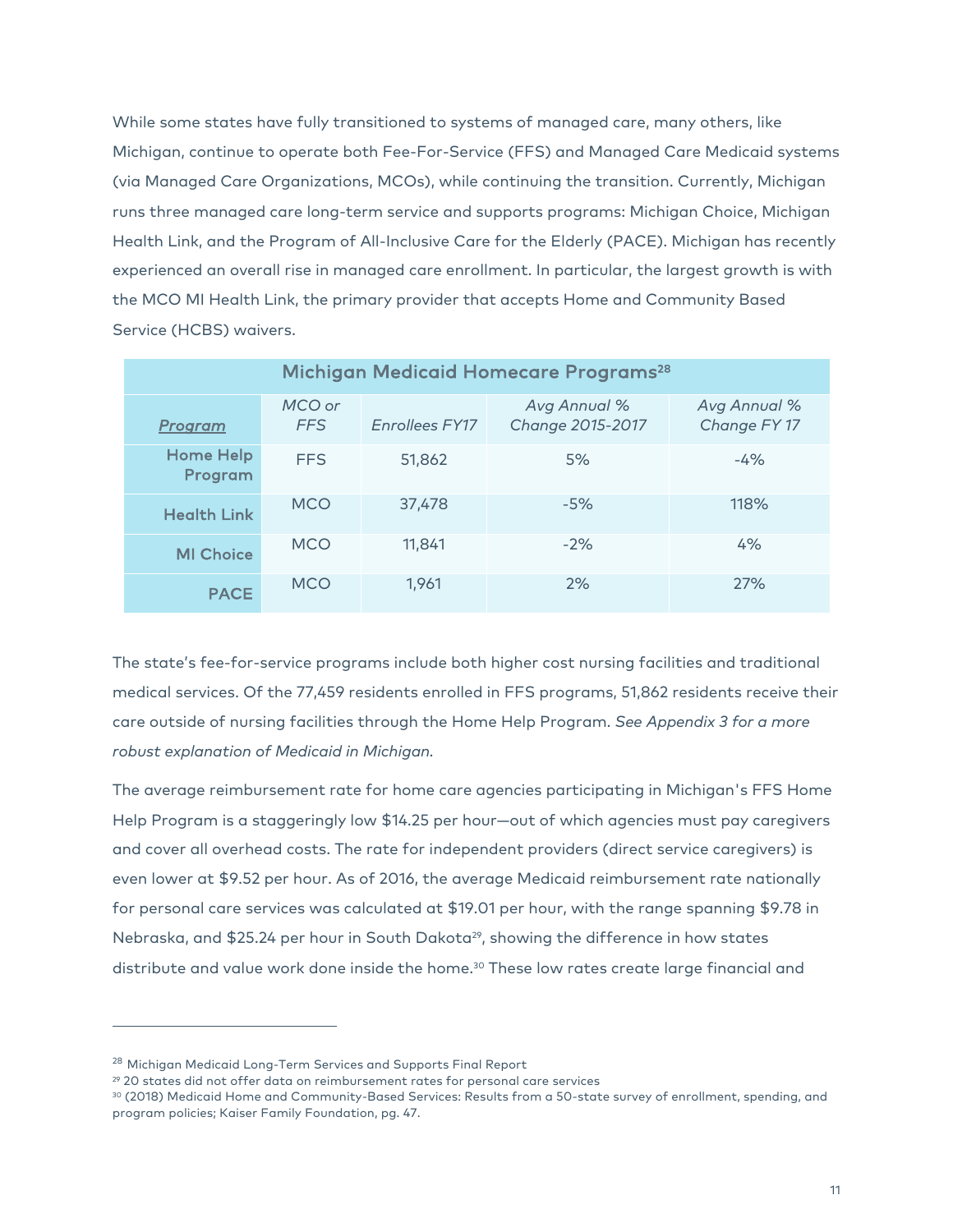While some states have fully transitioned to systems of managed care, many others, like Michigan, continue to operate both Fee-For-Service (FFS) and Managed Care Medicaid systems (via Managed Care Organizations, MCOs), while continuing the transition. Currently, Michigan runs three managed care long-term service and supports programs: Michigan Choice, Michigan Health Link, and the Program of All-Inclusive Care for the Elderly (PACE). Michigan has recently experienced an overall rise in managed care enrollment. In particular, the largest growth is with the MCO MI Health Link, the primary provider that accepts Home and Community Based Service (HCBS) waivers.

**Michigan Medicaid Homecare Programs[28]**

| *Program* | *MCO or FFS* | *Enrollees FY17* | *Avg Annual % Change 2015-2017* | *Avg Annual % Change FY 17* |
|---|---|---|---|---|
| **Home Help Program** | FFS | 51,862 | 5% | -4% |
| **Health Link** | MCO | 37,478 | -5% | 118% |
| **MI Choice** | MCO | 11,841 | -2% | 4% |
| **PACE** | MCO | 1,961 | 2% | 27% |

The state's fee-for-service programs include both higher cost nursing facilities and traditional medical services. Of the 77,459 residents enrolled in FFS programs, 51,862 residents receive their care outside of nursing facilities through the Home Help Program. *See Appendix 3 for a more robust explanation of Medicaid in Michigan.*

The average reimbursement rate for home care agencies participating in Michigan's FFS Home Help Program is a staggeringly low $14.25 per hour—out of which agencies must pay caregivers and cover all overhead costs. The rate for independent providers (direct service caregivers) is even lower at $9.52 per hour. As of 2016, the average Medicaid reimbursement rate nationally for personal care services was calculated at $19.01 per hour, with the range spanning $9.78 in Nebraska, and $25.24 per hour in South Dakota[29], showing the difference in how states distribute and value work done inside the home.[30] These low rates create large financial and

---

[28] Michigan Medicaid Long-Term Services and Supports Final Report

[29] 20 states did not offer data on reimbursement rates for personal care services

[30] (2018) Medicaid Home and Community-Based Services: Results from a 50-state survey of enrollment, spending, and program policies; Kaiser Family Foundation, pg. 47.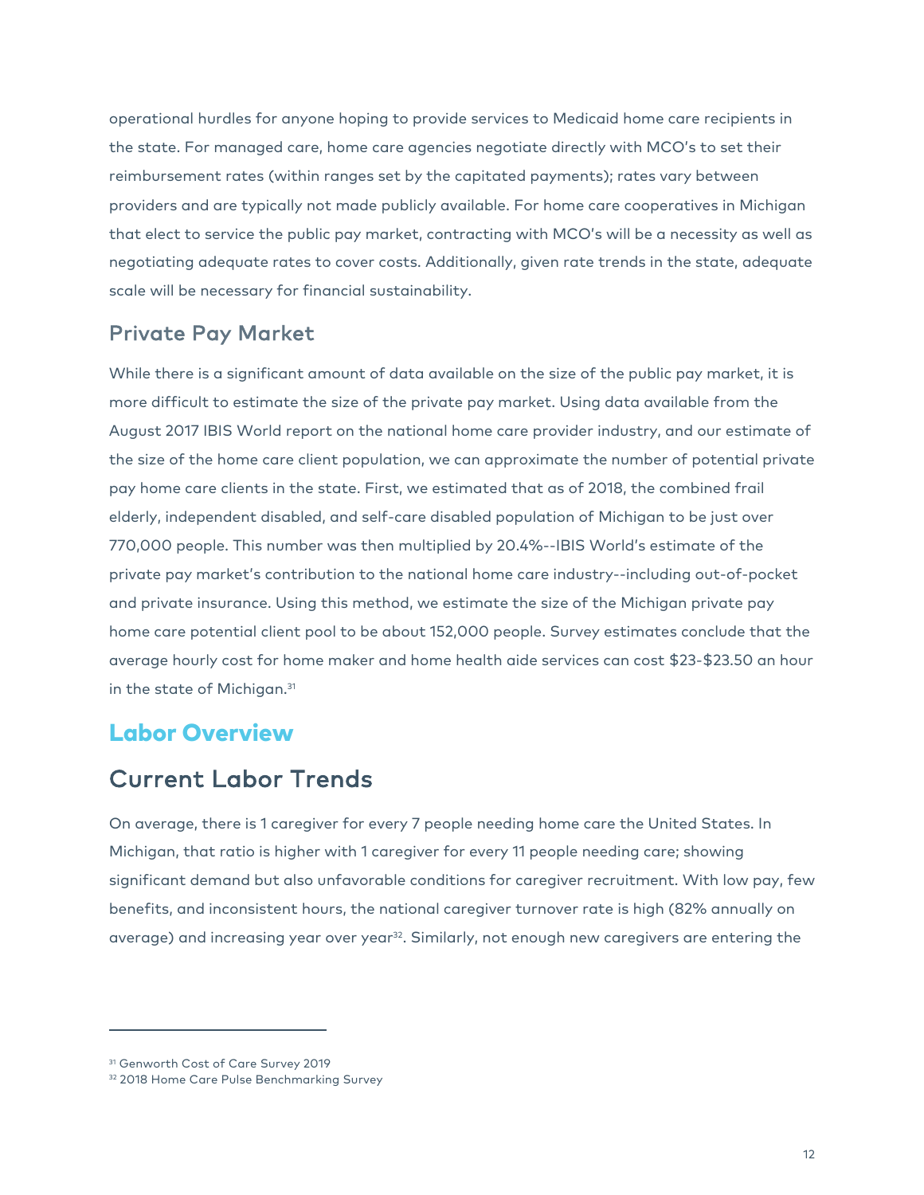operational hurdles for anyone hoping to provide services to Medicaid home care recipients in the state. For managed care, home care agencies negotiate directly with MCO's to set their reimbursement rates (within ranges set by the capitated payments); rates vary between providers and are typically not made publicly available. For home care cooperatives in Michigan that elect to service the public pay market, contracting with MCO's will be a necessity as well as negotiating adequate rates to cover costs. Additionally, given rate trends in the state, adequate scale will be necessary for financial sustainability.

### Private Pay Market

While there is a significant amount of data available on the size of the public pay market, it is more difficult to estimate the size of the private pay market. Using data available from the August 2017 IBIS World report on the national home care provider industry, and our estimate of the size of the home care client population, we can approximate the number of potential private pay home care clients in the state. First, we estimated that as of 2018, the combined frail elderly, independent disabled, and self-care disabled population of Michigan to be just over 770,000 people. This number was then multiplied by 20.4%--IBIS World's estimate of the private pay market's contribution to the national home care industry--including out-of-pocket and private insurance. Using this method, we estimate the size of the Michigan private pay home care potential client pool to be about 152,000 people. Survey estimates conclude that the average hourly cost for home maker and home health aide services can cost $23-$23.50 an hour in the state of Michigan.[31]

## Labor Overview

### Current Labor Trends

On average, there is 1 caregiver for every 7 people needing home care the United States. In Michigan, that ratio is higher with 1 caregiver for every 11 people needing care; showing significant demand but also unfavorable conditions for caregiver recruitment. With low pay, few benefits, and inconsistent hours, the national caregiver turnover rate is high (82% annually on average) and increasing year over year[32]. Similarly, not enough new caregivers are entering the

---

[31] Genworth Cost of Care Survey 2019

[32] 2018 Home Care Pulse Benchmarking Survey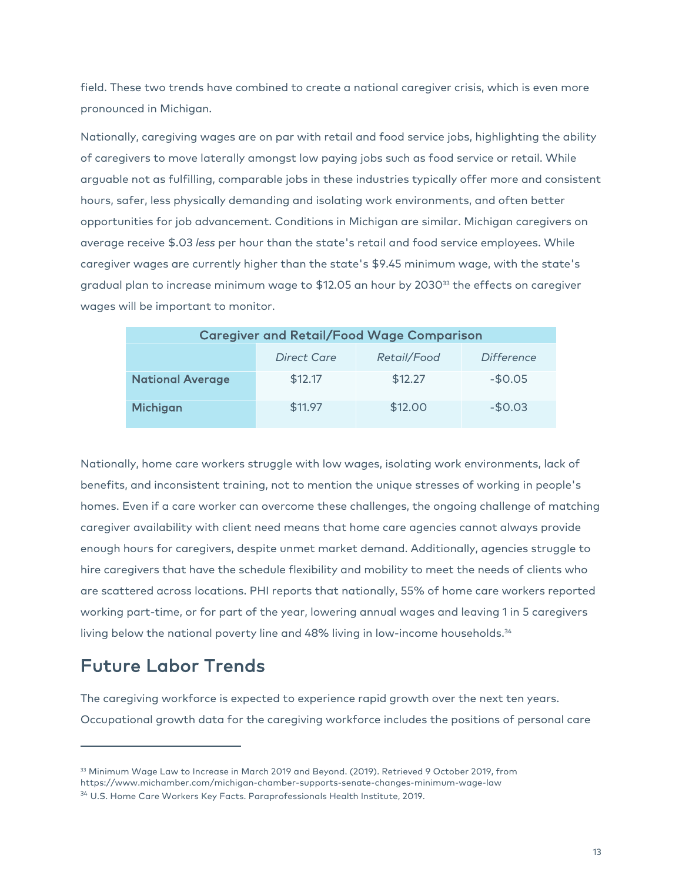field. These two trends have combined to create a national caregiver crisis, which is even more pronounced in Michigan.

Nationally, caregiving wages are on par with retail and food service jobs, highlighting the ability of caregivers to move laterally amongst low paying jobs such as food service or retail. While arguable not as fulfilling, comparable jobs in these industries typically offer more and consistent hours, safer, less physically demanding and isolating work environments, and often better opportunities for job advancement. Conditions in Michigan are similar. Michigan caregivers on average receive $.03 *less* per hour than the state's retail and food service employees. While caregiver wages are currently higher than the state's $9.45 minimum wage, with the state's gradual plan to increase minimum wage to $12.05 an hour by 2030[33] the effects on caregiver wages will be important to monitor.

| Caregiver and Retail/Food Wage Comparison | | | |
|---|---|---|---|
| | *Direct Care* | *Retail/Food* | *Difference* |
| **National Average** | $12.17 | $12.27 | -$0.05 |
| **Michigan** | $11.97 | $12.00 | -$0.03 |

Nationally, home care workers struggle with low wages, isolating work environments, lack of benefits, and inconsistent training, not to mention the unique stresses of working in people's homes. Even if a care worker can overcome these challenges, the ongoing challenge of matching caregiver availability with client need means that home care agencies cannot always provide enough hours for caregivers, despite unmet market demand. Additionally, agencies struggle to hire caregivers that have the schedule flexibility and mobility to meet the needs of clients who are scattered across locations. PHI reports that nationally, 55% of home care workers reported working part-time, or for part of the year, lowering annual wages and leaving 1 in 5 caregivers living below the national poverty line and 48% living in low-income households.[34]

## Future Labor Trends

The caregiving workforce is expected to experience rapid growth over the next ten years. Occupational growth data for the caregiving workforce includes the positions of personal care

---

[33] Minimum Wage Law to Increase in March 2019 and Beyond. (2019). Retrieved 9 October 2019, from https://www.michamber.com/michigan-chamber-supports-senate-changes-minimum-wage-law

[34] U.S. Home Care Workers Key Facts. Paraprofessionals Health Institute, 2019.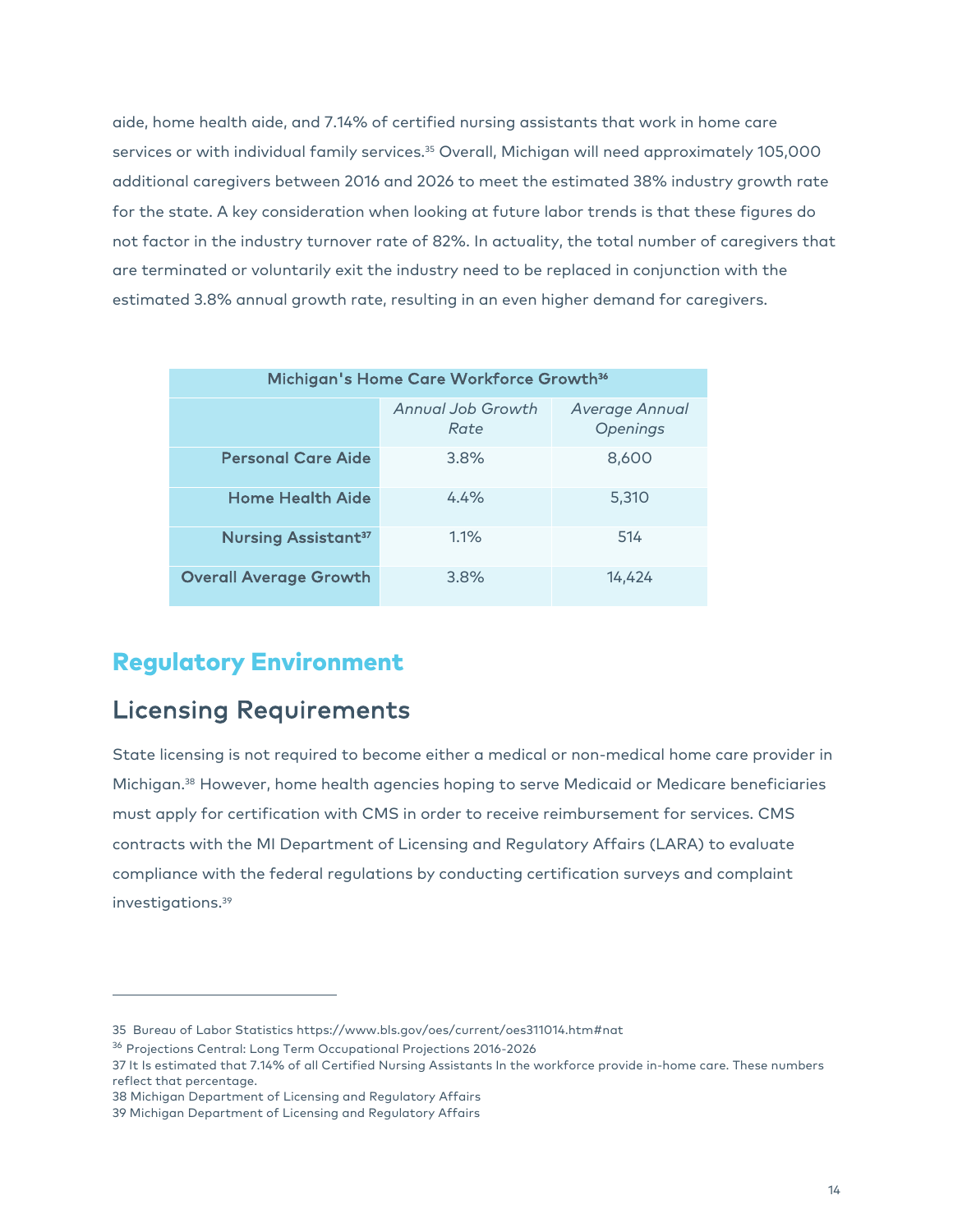aide, home health aide, and 7.14% of certified nursing assistants that work in home care services or with individual family services.[35] Overall, Michigan will need approximately 105,000 additional caregivers between 2016 and 2026 to meet the estimated 38% industry growth rate for the state. A key consideration when looking at future labor trends is that these figures do not factor in the industry turnover rate of 82%. In actuality, the total number of caregivers that are terminated or voluntarily exit the industry need to be replaced in conjunction with the estimated 3.8% annual growth rate, resulting in an even higher demand for caregivers.

| Michigan's Home Care Workforce Growth[36] | | |
|---|---|---|
| | *Annual Job Growth Rate* | *Average Annual Openings* |
| **Personal Care Aide** | 3.8% | 8,600 |
| **Home Health Aide** | 4.4% | 5,310 |
| **Nursing Assistant[37]** | 1.1% | 514 |
| **Overall Average Growth** | 3.8% | 14,424 |

# Regulatory Environment

## Licensing Requirements

State licensing is not required to become either a medical or non-medical home care provider in Michigan.[38] However, home health agencies hoping to serve Medicaid or Medicare beneficiaries must apply for certification with CMS in order to receive reimbursement for services. CMS contracts with the MI Department of Licensing and Regulatory Affairs (LARA) to evaluate compliance with the federal regulations by conducting certification surveys and complaint investigations.[39]

---

35 Bureau of Labor Statistics https://www.bls.gov/oes/current/oes311014.htm#nat

36 Projections Central: Long Term Occupational Projections 2016-2026

37 It Is estimated that 7.14% of all Certified Nursing Assistants In the workforce provide in-home care. These numbers reflect that percentage.

38 Michigan Department of Licensing and Regulatory Affairs

39 Michigan Department of Licensing and Regulatory Affairs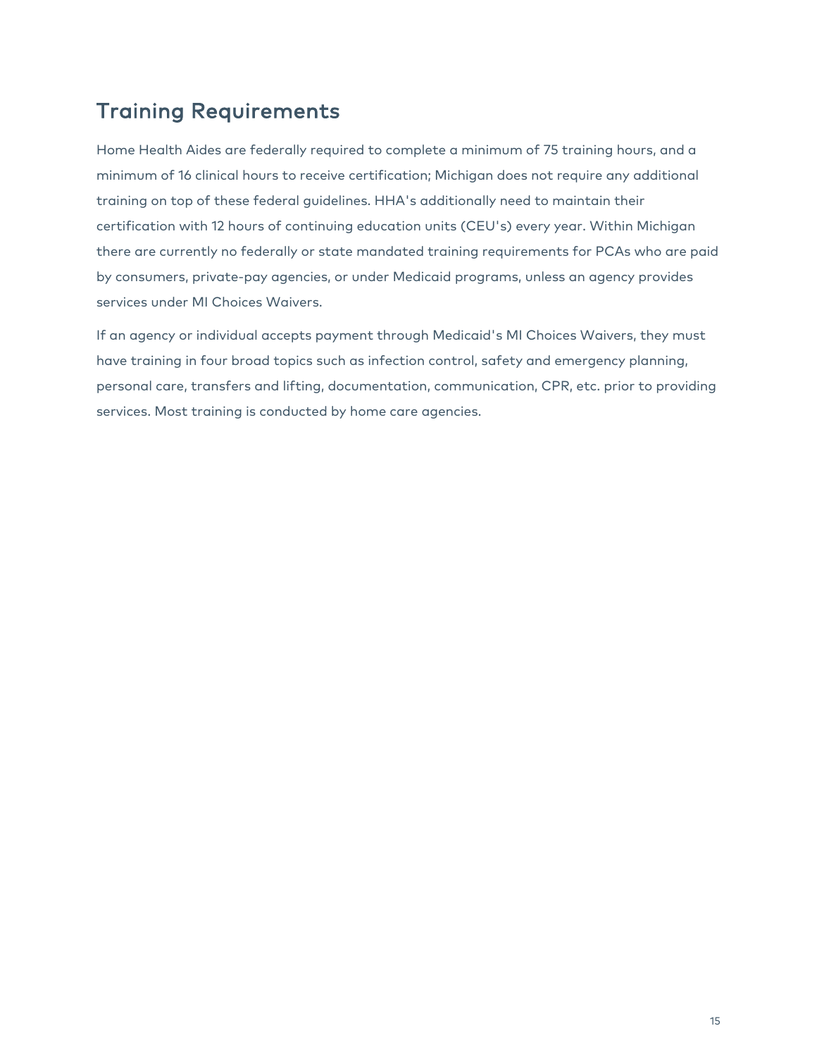## Training Requirements

Home Health Aides are federally required to complete a minimum of 75 training hours, and a minimum of 16 clinical hours to receive certification; Michigan does not require any additional training on top of these federal guidelines. HHA's additionally need to maintain their certification with 12 hours of continuing education units (CEU's) every year. Within Michigan there are currently no federally or state mandated training requirements for PCAs who are paid by consumers, private-pay agencies, or under Medicaid programs, unless an agency provides services under MI Choices Waivers.

If an agency or individual accepts payment through Medicaid's MI Choices Waivers, they must have training in four broad topics such as infection control, safety and emergency planning, personal care, transfers and lifting, documentation, communication, CPR, etc. prior to providing services. Most training is conducted by home care agencies.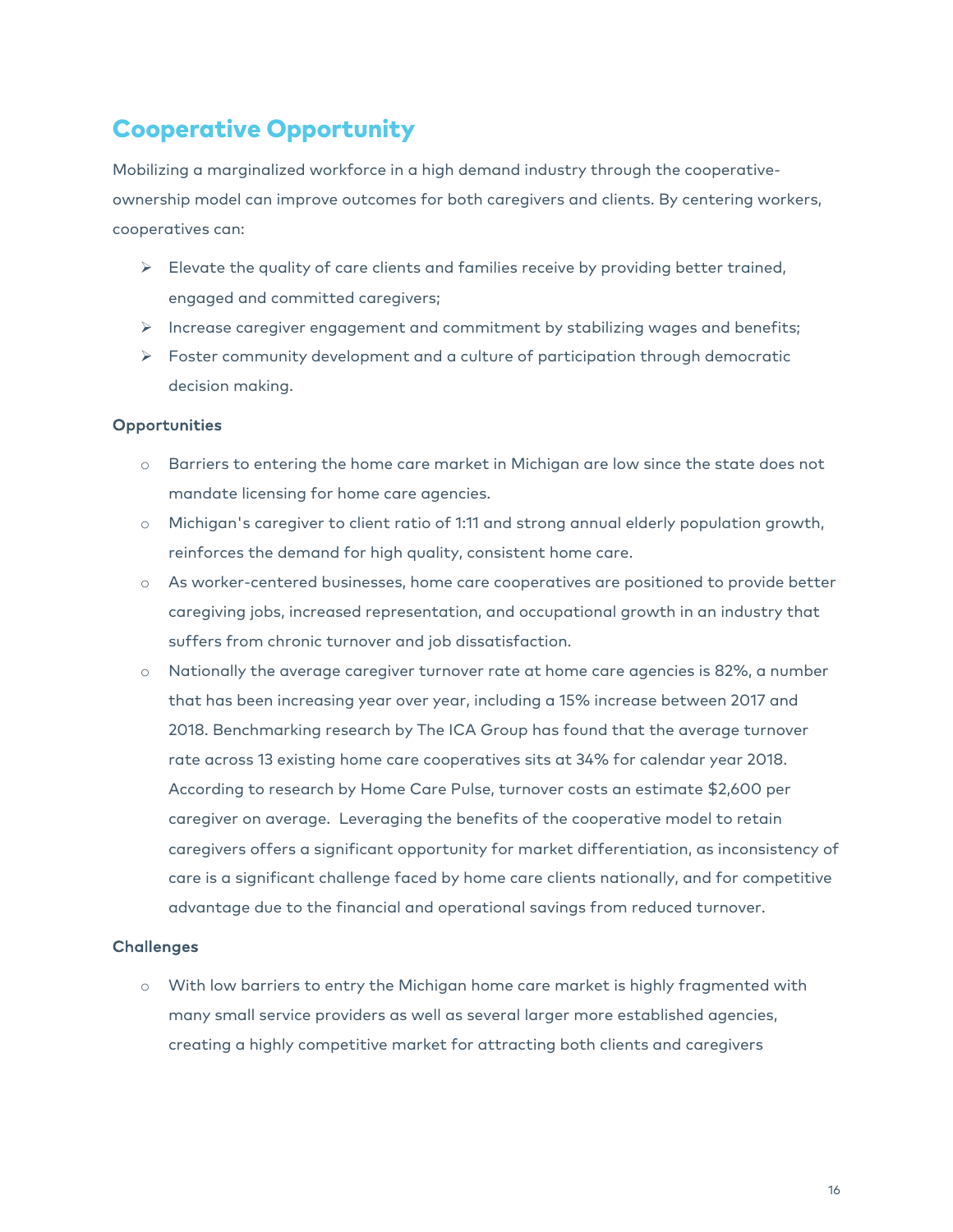## Cooperative Opportunity

Mobilizing a marginalized workforce in a high demand industry through the cooperative-ownership model can improve outcomes for both caregivers and clients. By centering workers, cooperatives can:

- Elevate the quality of care clients and families receive by providing better trained, engaged and committed caregivers;
- Increase caregiver engagement and commitment by stabilizing wages and benefits;
- Foster community development and a culture of participation through democratic decision making.

**Opportunities**

- Barriers to entering the home care market in Michigan are low since the state does not mandate licensing for home care agencies.
- Michigan's caregiver to client ratio of 1:11 and strong annual elderly population growth, reinforces the demand for high quality, consistent home care.
- As worker-centered businesses, home care cooperatives are positioned to provide better caregiving jobs, increased representation, and occupational growth in an industry that suffers from chronic turnover and job dissatisfaction.
- Nationally the average caregiver turnover rate at home care agencies is 82%, a number that has been increasing year over year, including a 15% increase between 2017 and 2018. Benchmarking research by The ICA Group has found that the average turnover rate across 13 existing home care cooperatives sits at 34% for calendar year 2018. According to research by Home Care Pulse, turnover costs an estimate $2,600 per caregiver on average. Leveraging the benefits of the cooperative model to retain caregivers offers a significant opportunity for market differentiation, as inconsistency of care is a significant challenge faced by home care clients nationally, and for competitive advantage due to the financial and operational savings from reduced turnover.

**Challenges**

- With low barriers to entry the Michigan home care market is highly fragmented with many small service providers as well as several larger more established agencies, creating a highly competitive market for attracting both clients and caregivers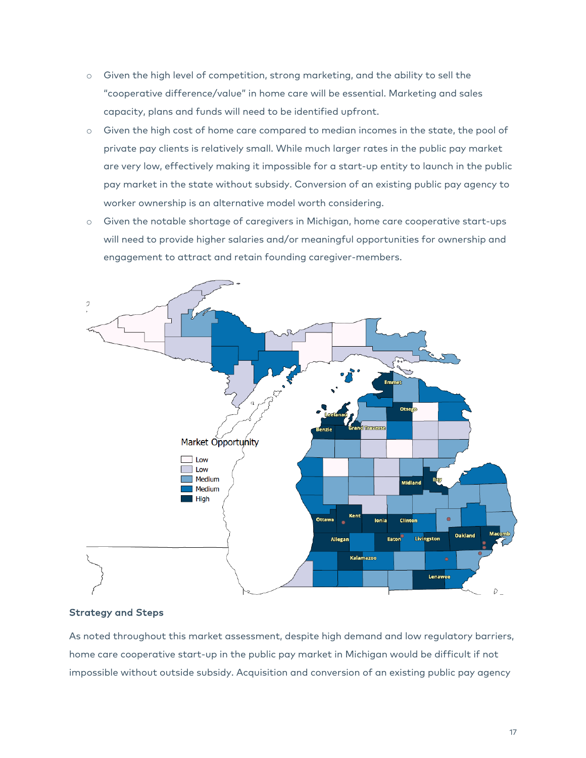- Given the high level of competition, strong marketing, and the ability to sell the "cooperative difference/value" in home care will be essential. Marketing and sales capacity, plans and funds will need to be identified upfront.
- Given the high cost of home care compared to median incomes in the state, the pool of private pay clients is relatively small. While much larger rates in the public pay market are very low, effectively making it impossible for a start-up entity to launch in the public pay market in the state without subsidy. Conversion of an existing public pay agency to worker ownership is an alternative model worth considering.
- Given the notable shortage of caregivers in Michigan, home care cooperative start-ups will need to provide higher salaries and/or meaningful opportunities for ownership and engagement to attract and retain founding caregiver-members.

Market Opportunity

- Low
- Low
- Medium
- Medium
- High

### Strategy and Steps

As noted throughout this market assessment, despite high demand and low regulatory barriers, home care cooperative start-up in the public pay market in Michigan would be difficult if not impossible without outside subsidy. Acquisition and conversion of an existing public pay agency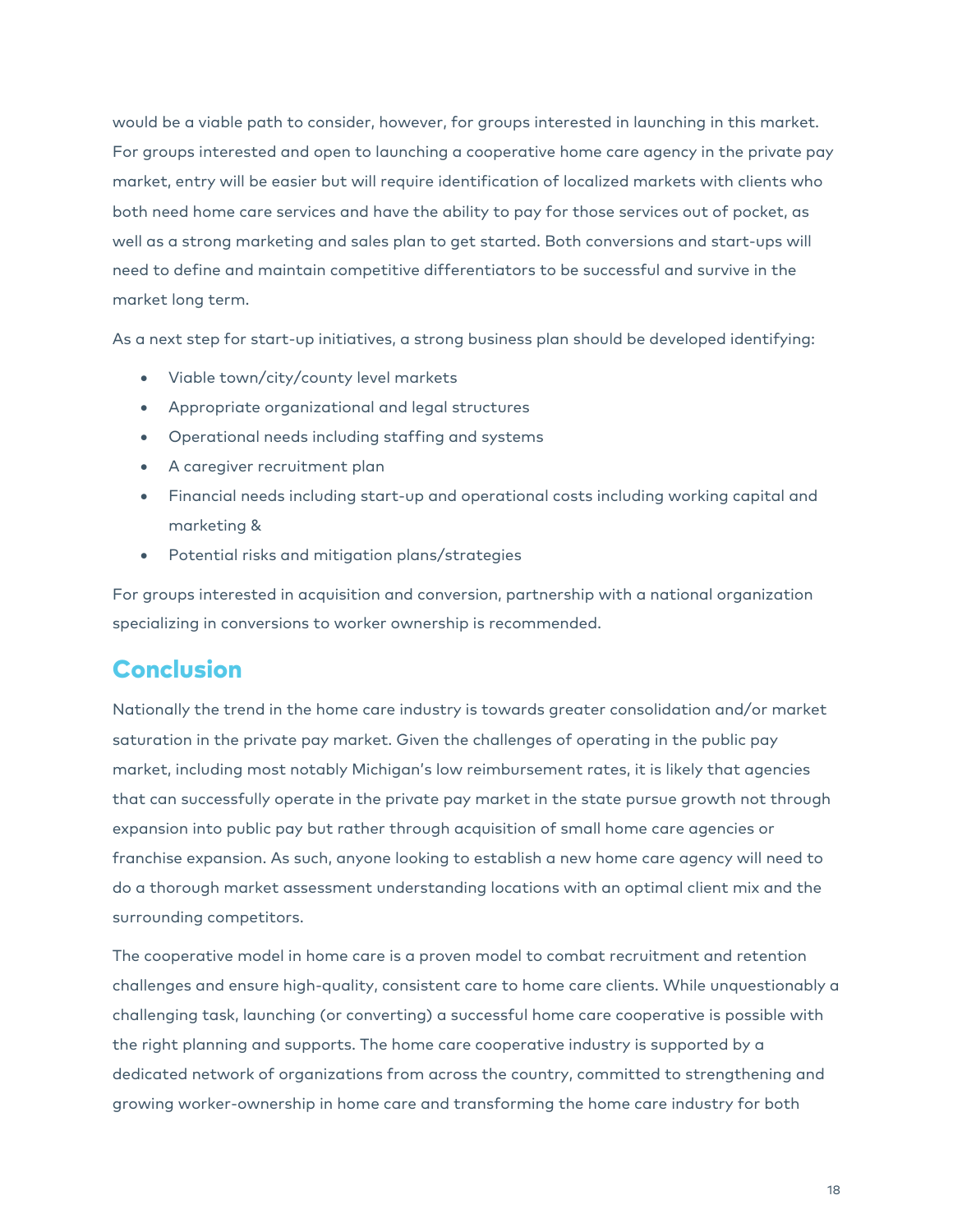would be a viable path to consider, however, for groups interested in launching in this market. For groups interested and open to launching a cooperative home care agency in the private pay market, entry will be easier but will require identification of localized markets with clients who both need home care services and have the ability to pay for those services out of pocket, as well as a strong marketing and sales plan to get started. Both conversions and start-ups will need to define and maintain competitive differentiators to be successful and survive in the market long term.

As a next step for start-up initiatives, a strong business plan should be developed identifying:

- Viable town/city/county level markets
- Appropriate organizational and legal structures
- Operational needs including staffing and systems
- A caregiver recruitment plan
- Financial needs including start-up and operational costs including working capital and marketing &
- Potential risks and mitigation plans/strategies

For groups interested in acquisition and conversion, partnership with a national organization specializing in conversions to worker ownership is recommended.

## Conclusion

Nationally the trend in the home care industry is towards greater consolidation and/or market saturation in the private pay market. Given the challenges of operating in the public pay market, including most notably Michigan's low reimbursement rates, it is likely that agencies that can successfully operate in the private pay market in the state pursue growth not through expansion into public pay but rather through acquisition of small home care agencies or franchise expansion. As such, anyone looking to establish a new home care agency will need to do a thorough market assessment understanding locations with an optimal client mix and the surrounding competitors.

The cooperative model in home care is a proven model to combat recruitment and retention challenges and ensure high-quality, consistent care to home care clients. While unquestionably a challenging task, launching (or converting) a successful home care cooperative is possible with the right planning and supports. The home care cooperative industry is supported by a dedicated network of organizations from across the country, committed to strengthening and growing worker-ownership in home care and transforming the home care industry for both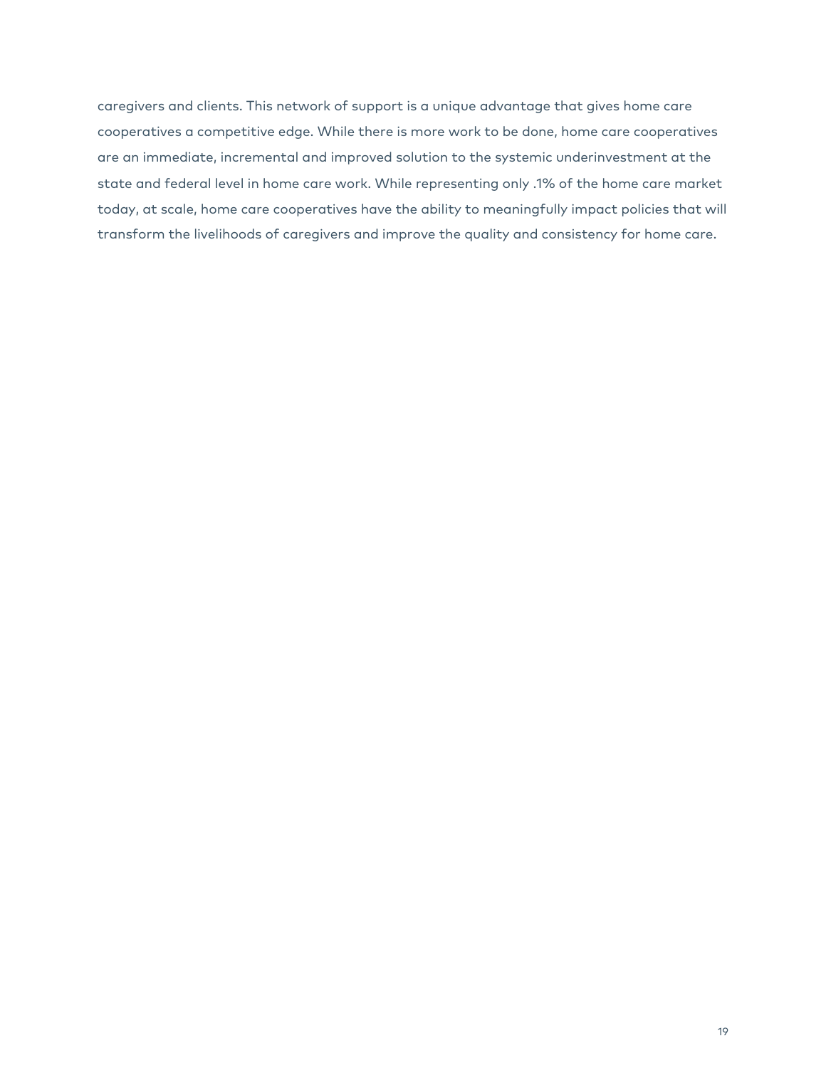caregivers and clients. This network of support is a unique advantage that gives home care cooperatives a competitive edge. While there is more work to be done, home care cooperatives are an immediate, incremental and improved solution to the systemic underinvestment at the state and federal level in home care work. While representing only .1% of the home care market today, at scale, home care cooperatives have the ability to meaningfully impact policies that will transform the livelihoods of caregivers and improve the quality and consistency for home care.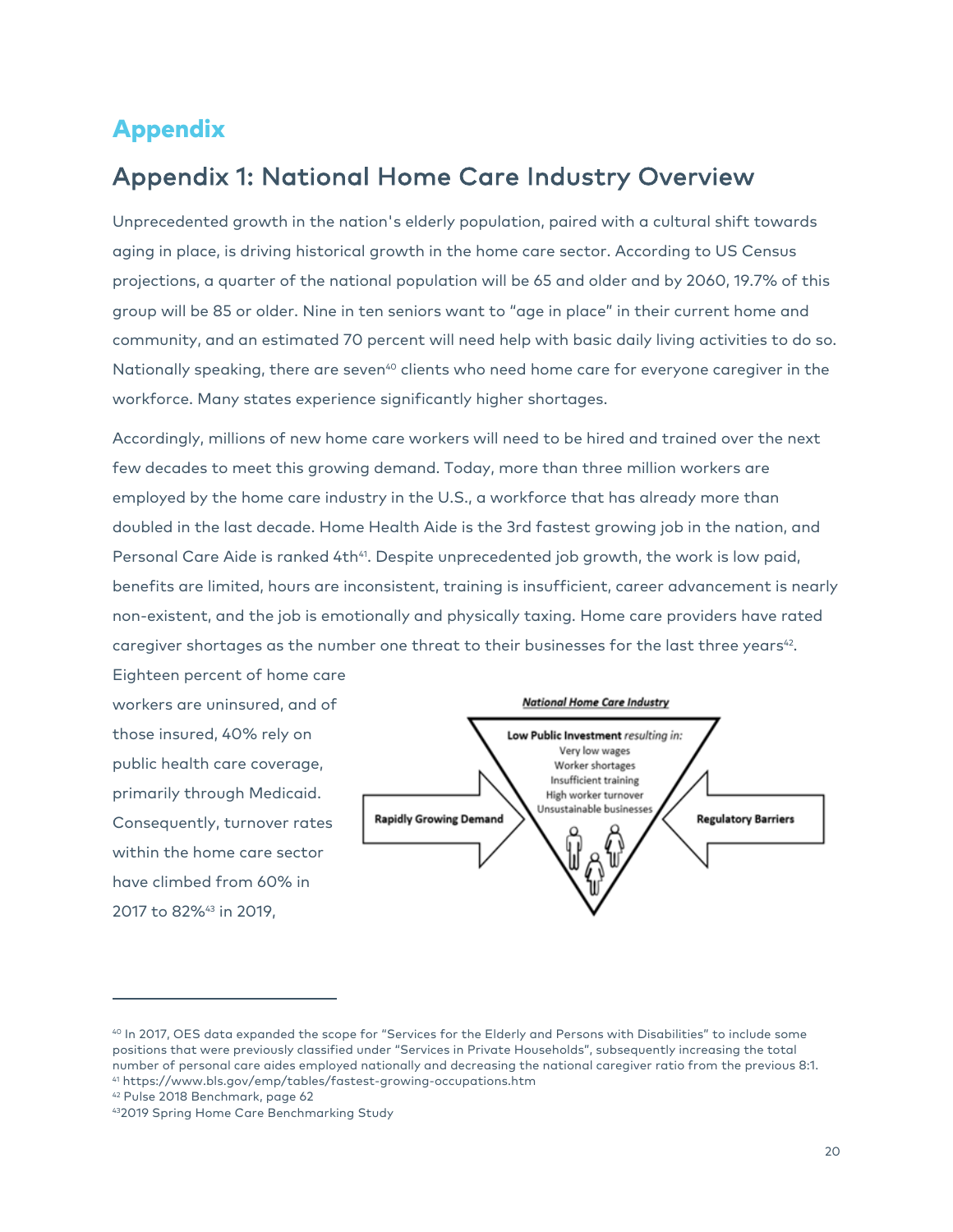# Appendix

## Appendix 1: National Home Care Industry Overview

Unprecedented growth in the nation's elderly population, paired with a cultural shift towards aging in place, is driving historical growth in the home care sector. According to US Census projections, a quarter of the national population will be 65 and older and by 2060, 19.7% of this group will be 85 or older. Nine in ten seniors want to "age in place" in their current home and community, and an estimated 70 percent will need help with basic daily living activities to do so. Nationally speaking, there are seven[40] clients who need home care for everyone caregiver in the workforce. Many states experience significantly higher shortages.

Accordingly, millions of new home care workers will need to be hired and trained over the next few decades to meet this growing demand. Today, more than three million workers are employed by the home care industry in the U.S., a workforce that has already more than doubled in the last decade. Home Health Aide is the 3rd fastest growing job in the nation, and Personal Care Aide is ranked 4th[41]. Despite unprecedented job growth, the work is low paid, benefits are limited, hours are inconsistent, training is insufficient, career advancement is nearly non-existent, and the job is emotionally and physically taxing. Home care providers have rated caregiver shortages as the number one threat to their businesses for the last three years[42]. Eighteen percent of home care workers are uninsured, and of those insured, 40% rely on public health care coverage, primarily through Medicaid. Consequently, turnover rates within the home care sector have climbed from 60% in 2017 to 82%[43] in 2019,

***National Home Care Industry***

**Low Public Investment** *resulting in:*
Very low wages
Worker shortages
Insufficient training
High worker turnover
Unsustainable businesses

**Rapidly Growing Demand** → ← **Regulatory Barriers**

---

[40] In 2017, OES data expanded the scope for "Services for the Elderly and Persons with Disabilities" to include some positions that were previously classified under "Services in Private Households", subsequently increasing the total number of personal care aides employed nationally and decreasing the national caregiver ratio from the previous 8:1.
[41] https://www.bls.gov/emp/tables/fastest-growing-occupations.htm
[42] Pulse 2018 Benchmark, page 62
[43] 2019 Spring Home Care Benchmarking Study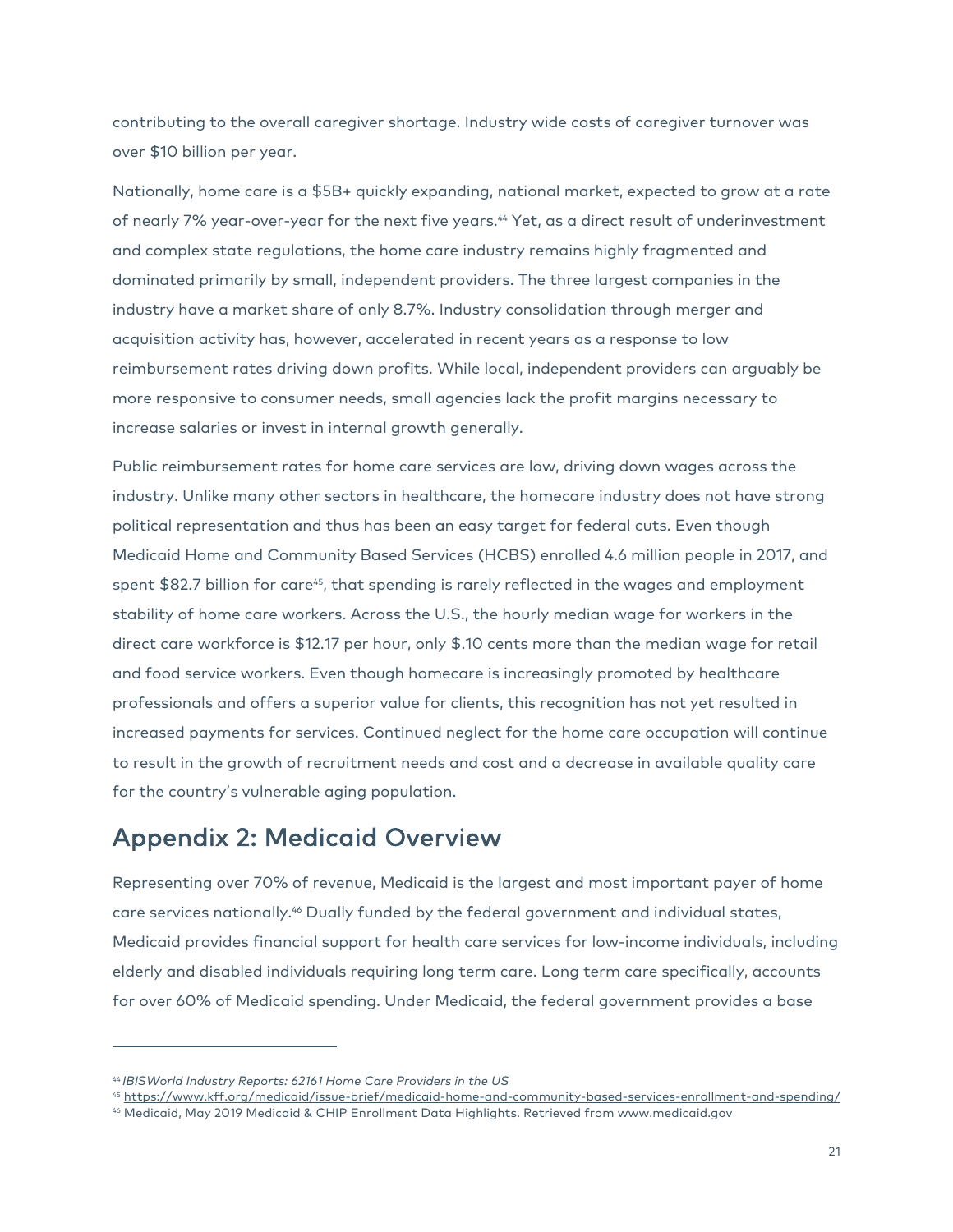contributing to the overall caregiver shortage. Industry wide costs of caregiver turnover was over $10 billion per year.

Nationally, home care is a $5B+ quickly expanding, national market, expected to grow at a rate of nearly 7% year-over-year for the next five years.[44] Yet, as a direct result of underinvestment and complex state regulations, the home care industry remains highly fragmented and dominated primarily by small, independent providers. The three largest companies in the industry have a market share of only 8.7%. Industry consolidation through merger and acquisition activity has, however, accelerated in recent years as a response to low reimbursement rates driving down profits. While local, independent providers can arguably be more responsive to consumer needs, small agencies lack the profit margins necessary to increase salaries or invest in internal growth generally.

Public reimbursement rates for home care services are low, driving down wages across the industry. Unlike many other sectors in healthcare, the homecare industry does not have strong political representation and thus has been an easy target for federal cuts. Even though Medicaid Home and Community Based Services (HCBS) enrolled 4.6 million people in 2017, and spent $82.7 billion for care[45], that spending is rarely reflected in the wages and employment stability of home care workers. Across the U.S., the hourly median wage for workers in the direct care workforce is $12.17 per hour, only $.10 cents more than the median wage for retail and food service workers. Even though homecare is increasingly promoted by healthcare professionals and offers a superior value for clients, this recognition has not yet resulted in increased payments for services. Continued neglect for the home care occupation will continue to result in the growth of recruitment needs and cost and a decrease in available quality care for the country's vulnerable aging population.

## Appendix 2: Medicaid Overview

Representing over 70% of revenue, Medicaid is the largest and most important payer of home care services nationally.[46] Dually funded by the federal government and individual states, Medicaid provides financial support for health care services for low-income individuals, including elderly and disabled individuals requiring long term care. Long term care specifically, accounts for over 60% of Medicaid spending. Under Medicaid, the federal government provides a base

---

[44] *IBISWorld Industry Reports: 62161 Home Care Providers in the US*

[45] https://www.kff.org/medicaid/issue-brief/medicaid-home-and-community-based-services-enrollment-and-spending/

[46] Medicaid, May 2019 Medicaid & CHIP Enrollment Data Highlights. Retrieved from www.medicaid.gov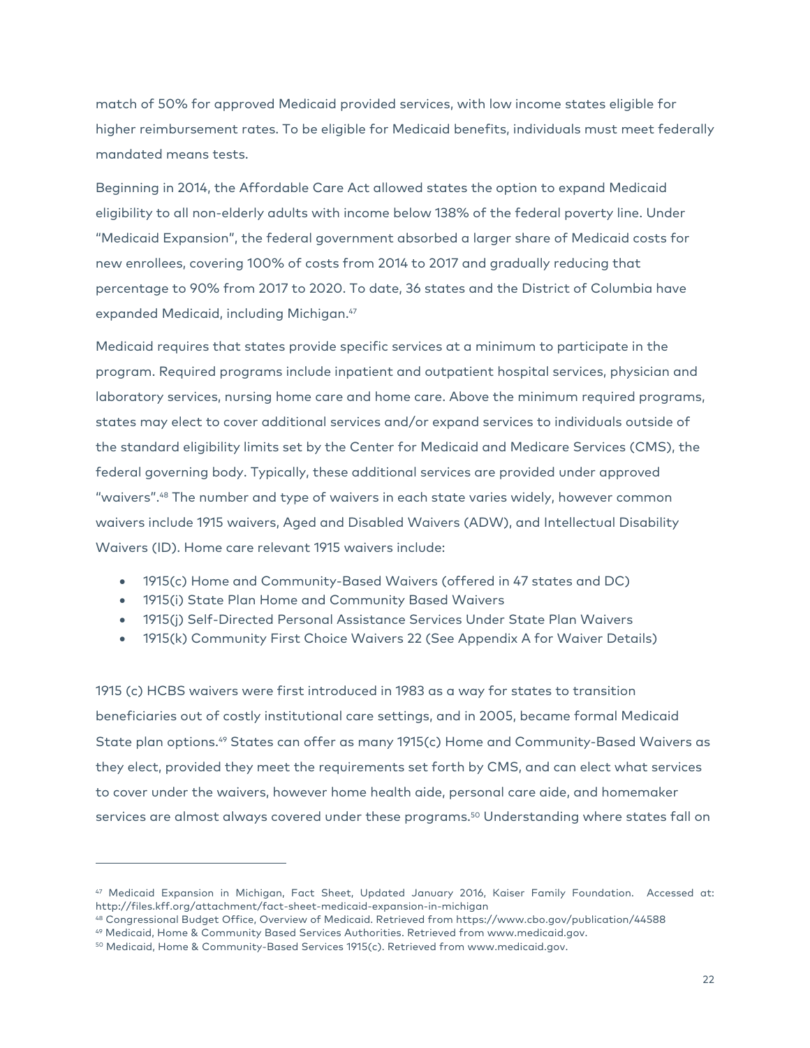match of 50% for approved Medicaid provided services, with low income states eligible for higher reimbursement rates. To be eligible for Medicaid benefits, individuals must meet federally mandated means tests.

Beginning in 2014, the Affordable Care Act allowed states the option to expand Medicaid eligibility to all non-elderly adults with income below 138% of the federal poverty line. Under "Medicaid Expansion", the federal government absorbed a larger share of Medicaid costs for new enrollees, covering 100% of costs from 2014 to 2017 and gradually reducing that percentage to 90% from 2017 to 2020. To date, 36 states and the District of Columbia have expanded Medicaid, including Michigan.[47]

Medicaid requires that states provide specific services at a minimum to participate in the program. Required programs include inpatient and outpatient hospital services, physician and laboratory services, nursing home care and home care. Above the minimum required programs, states may elect to cover additional services and/or expand services to individuals outside of the standard eligibility limits set by the Center for Medicaid and Medicare Services (CMS), the federal governing body. Typically, these additional services are provided under approved "waivers".[48] The number and type of waivers in each state varies widely, however common waivers include 1915 waivers, Aged and Disabled Waivers (ADW), and Intellectual Disability Waivers (ID). Home care relevant 1915 waivers include:

- 1915(c) Home and Community-Based Waivers (offered in 47 states and DC)
- 1915(i) State Plan Home and Community Based Waivers
- 1915(j) Self-Directed Personal Assistance Services Under State Plan Waivers
- 1915(k) Community First Choice Waivers 22 (See Appendix A for Waiver Details)

1915 (c) HCBS waivers were first introduced in 1983 as a way for states to transition beneficiaries out of costly institutional care settings, and in 2005, became formal Medicaid State plan options.[49] States can offer as many 1915(c) Home and Community-Based Waivers as they elect, provided they meet the requirements set forth by CMS, and can elect what services to cover under the waivers, however home health aide, personal care aide, and homemaker services are almost always covered under these programs.[50] Understanding where states fall on

---

[47] Medicaid Expansion in Michigan, Fact Sheet, Updated January 2016, Kaiser Family Foundation. Accessed at: http://files.kff.org/attachment/fact-sheet-medicaid-expansion-in-michigan

[48] Congressional Budget Office, Overview of Medicaid. Retrieved from https://www.cbo.gov/publication/44588

[49] Medicaid, Home & Community Based Services Authorities. Retrieved from www.medicaid.gov.

[50] Medicaid, Home & Community-Based Services 1915(c). Retrieved from www.medicaid.gov.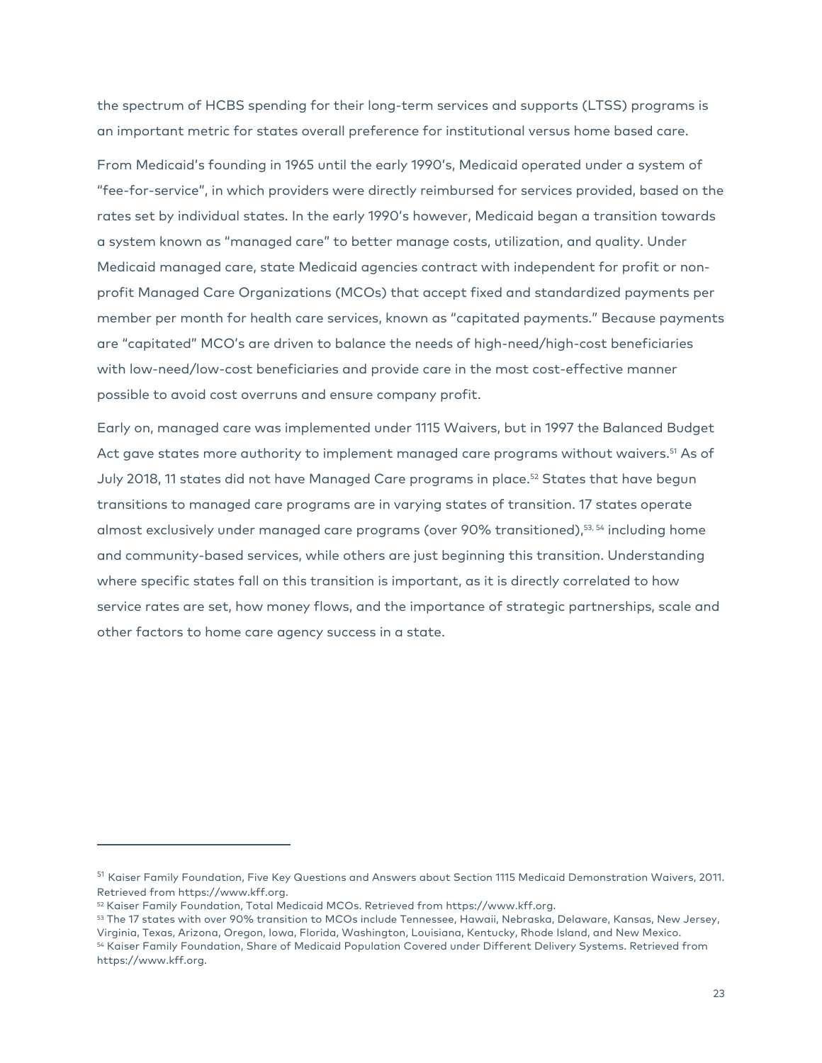the spectrum of HCBS spending for their long-term services and supports (LTSS) programs is an important metric for states overall preference for institutional versus home based care.

From Medicaid's founding in 1965 until the early 1990's, Medicaid operated under a system of "fee-for-service", in which providers were directly reimbursed for services provided, based on the rates set by individual states. In the early 1990's however, Medicaid began a transition towards a system known as "managed care" to better manage costs, utilization, and quality. Under Medicaid managed care, state Medicaid agencies contract with independent for profit or non-profit Managed Care Organizations (MCOs) that accept fixed and standardized payments per member per month for health care services, known as "capitated payments." Because payments are "capitated" MCO's are driven to balance the needs of high-need/high-cost beneficiaries with low-need/low-cost beneficiaries and provide care in the most cost-effective manner possible to avoid cost overruns and ensure company profit.

Early on, managed care was implemented under 1115 Waivers, but in 1997 the Balanced Budget Act gave states more authority to implement managed care programs without waivers.[51] As of July 2018, 11 states did not have Managed Care programs in place.[52] States that have begun transitions to managed care programs are in varying states of transition. 17 states operate almost exclusively under managed care programs (over 90% transitioned),[53, 54] including home and community-based services, while others are just beginning this transition. Understanding where specific states fall on this transition is important, as it is directly correlated to how service rates are set, how money flows, and the importance of strategic partnerships, scale and other factors to home care agency success in a state.

---

[51] Kaiser Family Foundation, Five Key Questions and Answers about Section 1115 Medicaid Demonstration Waivers, 2011. Retrieved from https://www.kff.org.

[52] Kaiser Family Foundation, Total Medicaid MCOs. Retrieved from https://www.kff.org.

[53] The 17 states with over 90% transition to MCOs include Tennessee, Hawaii, Nebraska, Delaware, Kansas, New Jersey, Virginia, Texas, Arizona, Oregon, Iowa, Florida, Washington, Louisiana, Kentucky, Rhode Island, and New Mexico.

[54] Kaiser Family Foundation, Share of Medicaid Population Covered under Different Delivery Systems. Retrieved from https://www.kff.org.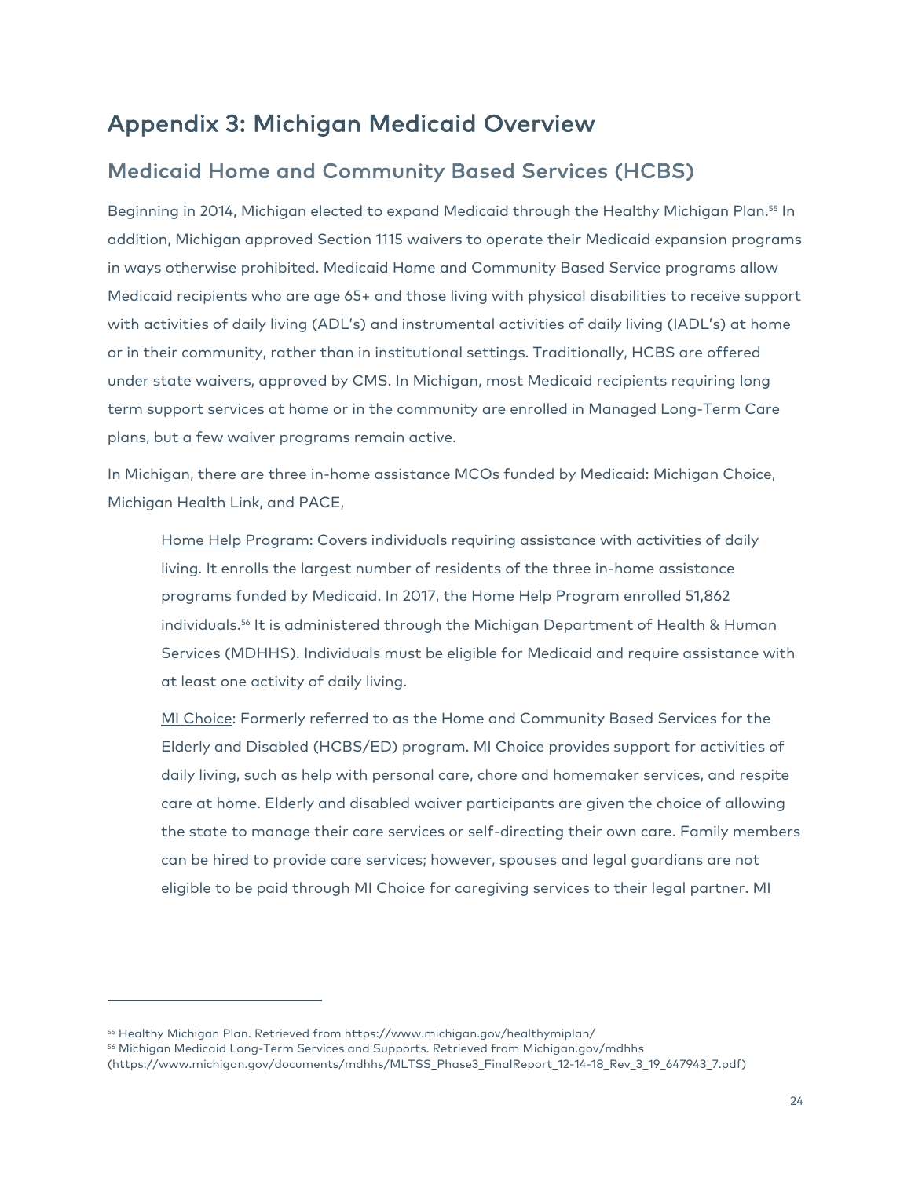# Appendix 3: Michigan Medicaid Overview

## Medicaid Home and Community Based Services (HCBS)

Beginning in 2014, Michigan elected to expand Medicaid through the Healthy Michigan Plan.[55] In addition, Michigan approved Section 1115 waivers to operate their Medicaid expansion programs in ways otherwise prohibited. Medicaid Home and Community Based Service programs allow Medicaid recipients who are age 65+ and those living with physical disabilities to receive support with activities of daily living (ADL's) and instrumental activities of daily living (IADL's) at home or in their community, rather than in institutional settings. Traditionally, HCBS are offered under state waivers, approved by CMS. In Michigan, most Medicaid recipients requiring long term support services at home or in the community are enrolled in Managed Long-Term Care plans, but a few waiver programs remain active.

In Michigan, there are three in-home assistance MCOs funded by Medicaid: Michigan Choice, Michigan Health Link, and PACE,

> <u>Home Help Program:</u> Covers individuals requiring assistance with activities of daily living. It enrolls the largest number of residents of the three in-home assistance programs funded by Medicaid. In 2017, the Home Help Program enrolled 51,862 individuals.[56] It is administered through the Michigan Department of Health & Human Services (MDHHS). Individuals must be eligible for Medicaid and require assistance with at least one activity of daily living.
>
> <u>MI Choice</u>: Formerly referred to as the Home and Community Based Services for the Elderly and Disabled (HCBS/ED) program. MI Choice provides support for activities of daily living, such as help with personal care, chore and homemaker services, and respite care at home. Elderly and disabled waiver participants are given the choice of allowing the state to manage their care services or self-directing their own care. Family members can be hired to provide care services; however, spouses and legal guardians are not eligible to be paid through MI Choice for caregiving services to their legal partner. MI

---

[55] Healthy Michigan Plan. Retrieved from https://www.michigan.gov/healthymiplan/

[56] Michigan Medicaid Long-Term Services and Supports. Retrieved from Michigan.gov/mdhhs (https://www.michigan.gov/documents/mdhhs/MLTSS_Phase3_FinalReport_12-14-18_Rev_3_19_647943_7.pdf)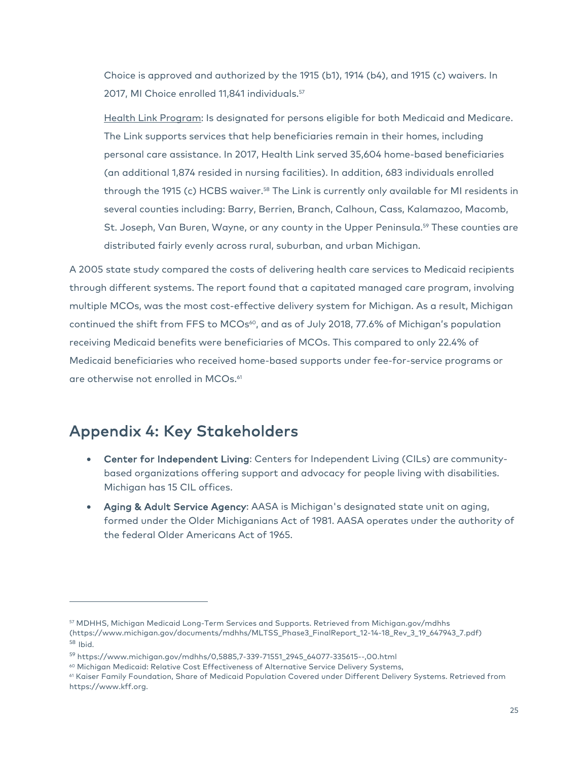Choice is approved and authorized by the 1915 (b1), 1914 (b4), and 1915 (c) waivers. In 2017, MI Choice enrolled 11,841 individuals.[57]

Health Link Program: Is designated for persons eligible for both Medicaid and Medicare. The Link supports services that help beneficiaries remain in their homes, including personal care assistance. In 2017, Health Link served 35,604 home-based beneficiaries (an additional 1,874 resided in nursing facilities). In addition, 683 individuals enrolled through the 1915 (c) HCBS waiver.[58] The Link is currently only available for MI residents in several counties including: Barry, Berrien, Branch, Calhoun, Cass, Kalamazoo, Macomb, St. Joseph, Van Buren, Wayne, or any county in the Upper Peninsula.[59] These counties are distributed fairly evenly across rural, suburban, and urban Michigan.

A 2005 state study compared the costs of delivering health care services to Medicaid recipients through different systems. The report found that a capitated managed care program, involving multiple MCOs, was the most cost-effective delivery system for Michigan. As a result, Michigan continued the shift from FFS to MCOs[60], and as of July 2018, 77.6% of Michigan's population receiving Medicaid benefits were beneficiaries of MCOs. This compared to only 22.4% of Medicaid beneficiaries who received home-based supports under fee-for-service programs or are otherwise not enrolled in MCOs.[61]

## Appendix 4: Key Stakeholders

- **Center for Independent Living**: Centers for Independent Living (CILs) are community-based organizations offering support and advocacy for people living with disabilities. Michigan has 15 CIL offices.
- **Aging & Adult Service Agency**: AASA is Michigan's designated state unit on aging, formed under the Older Michiganians Act of 1981. AASA operates under the authority of the federal Older Americans Act of 1965.

---

[57] MDHHS, Michigan Medicaid Long-Term Services and Supports. Retrieved from Michigan.gov/mdhhs (https://www.michigan.gov/documents/mdhhs/MLTSS_Phase3_FinalReport_12-14-18_Rev_3_19_647943_7.pdf)

[58] Ibid.

[59] https://www.michigan.gov/mdhhs/0,5885,7-339-71551_2945_64077-335615--,00.html

[60] Michigan Medicaid: Relative Cost Effectiveness of Alternative Service Delivery Systems,

[61] Kaiser Family Foundation, Share of Medicaid Population Covered under Different Delivery Systems. Retrieved from https://www.kff.org.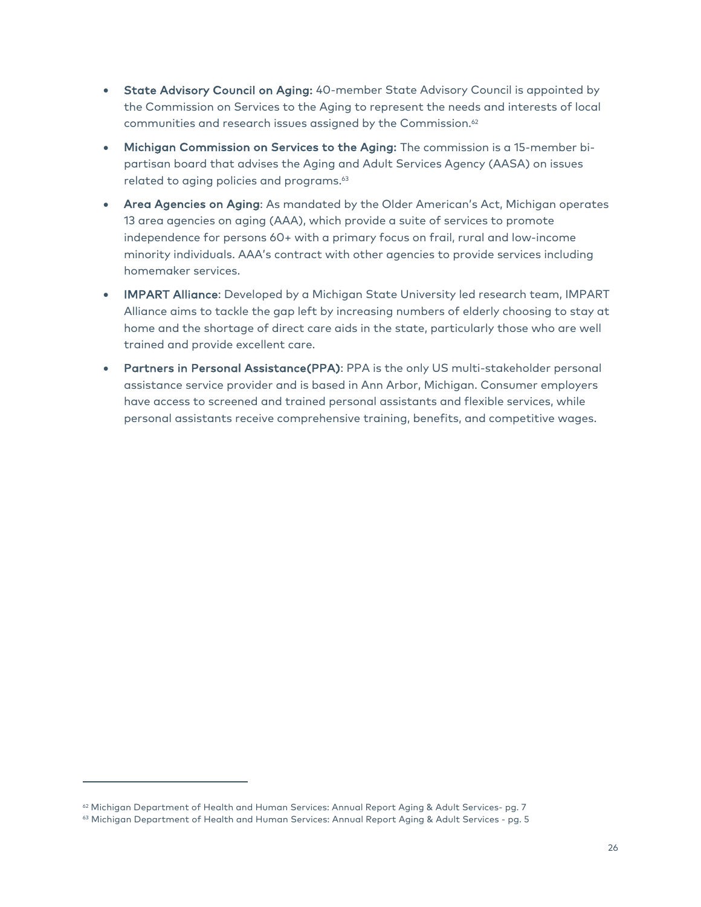- **State Advisory Council on Aging:** 40-member State Advisory Council is appointed by the Commission on Services to the Aging to represent the needs and interests of local communities and research issues assigned by the Commission.[62]
- **Michigan Commission on Services to the Aging:** The commission is a 15-member bi-partisan board that advises the Aging and Adult Services Agency (AASA) on issues related to aging policies and programs.[63]
- **Area Agencies on Aging**: As mandated by the Older American's Act, Michigan operates 13 area agencies on aging (AAA), which provide a suite of services to promote independence for persons 60+ with a primary focus on frail, rural and low-income minority individuals. AAA's contract with other agencies to provide services including homemaker services.
- **IMPART Alliance**: Developed by a Michigan State University led research team, IMPART Alliance aims to tackle the gap left by increasing numbers of elderly choosing to stay at home and the shortage of direct care aids in the state, particularly those who are well trained and provide excellent care.
- **Partners in Personal Assistance(PPA)**: PPA is the only US multi-stakeholder personal assistance service provider and is based in Ann Arbor, Michigan. Consumer employers have access to screened and trained personal assistants and flexible services, while personal assistants receive comprehensive training, benefits, and competitive wages.

---

[62] Michigan Department of Health and Human Services: Annual Report Aging & Adult Services- pg. 7

[63] Michigan Department of Health and Human Services: Annual Report Aging & Adult Services - pg. 5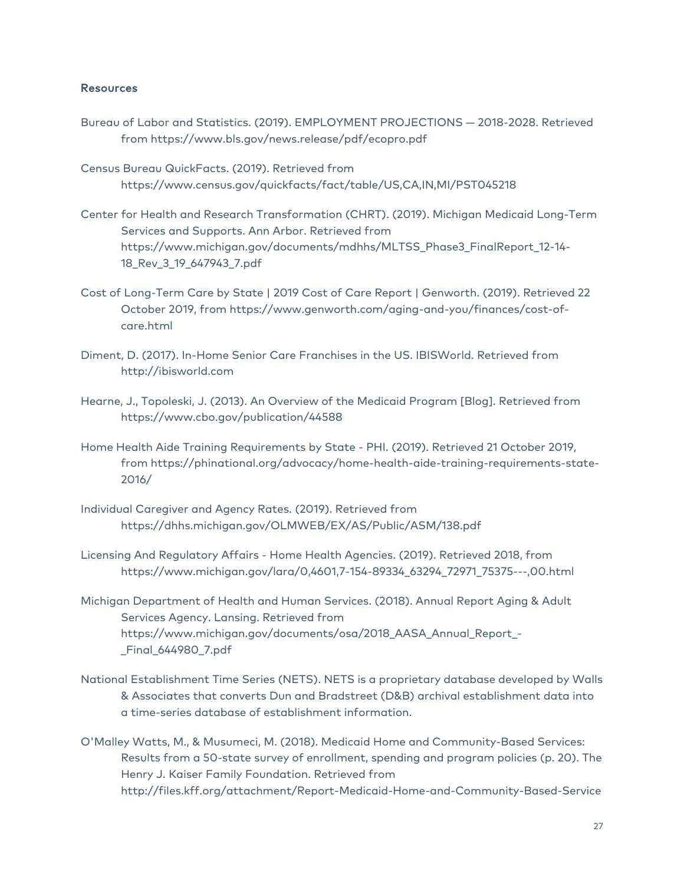### Resources

Bureau of Labor and Statistics. (2019). EMPLOYMENT PROJECTIONS — 2018-2028. Retrieved from https://www.bls.gov/news.release/pdf/ecopro.pdf

Census Bureau QuickFacts. (2019). Retrieved from https://www.census.gov/quickfacts/fact/table/US,CA,IN,MI/PST045218

Center for Health and Research Transformation (CHRT). (2019). Michigan Medicaid Long-Term Services and Supports. Ann Arbor. Retrieved from https://www.michigan.gov/documents/mdhhs/MLTSS_Phase3_FinalReport_12-14-18_Rev_3_19_647943_7.pdf

Cost of Long-Term Care by State | 2019 Cost of Care Report | Genworth. (2019). Retrieved 22 October 2019, from https://www.genworth.com/aging-and-you/finances/cost-of-care.html

Diment, D. (2017). In-Home Senior Care Franchises in the US. IBISWorld. Retrieved from http://ibisworld.com

Hearne, J., Topoleski, J. (2013). An Overview of the Medicaid Program [Blog]. Retrieved from https://www.cbo.gov/publication/44588

Home Health Aide Training Requirements by State - PHI. (2019). Retrieved 21 October 2019, from https://phinational.org/advocacy/home-health-aide-training-requirements-state-2016/

Individual Caregiver and Agency Rates. (2019). Retrieved from https://dhhs.michigan.gov/OLMWEB/EX/AS/Public/ASM/138.pdf

Licensing And Regulatory Affairs - Home Health Agencies. (2019). Retrieved 2018, from https://www.michigan.gov/lara/0,4601,7-154-89334_63294_72971_75375---,00.html

Michigan Department of Health and Human Services. (2018). Annual Report Aging & Adult Services Agency. Lansing. Retrieved from https://www.michigan.gov/documents/osa/2018_AASA_Annual_Report_-_Final_644980_7.pdf

National Establishment Time Series (NETS). NETS is a proprietary database developed by Walls & Associates that converts Dun and Bradstreet (D&B) archival establishment data into a time-series database of establishment information.

O'Malley Watts, M., & Musumeci, M. (2018). Medicaid Home and Community-Based Services: Results from a 50-state survey of enrollment, spending and program policies (p. 20). The Henry J. Kaiser Family Foundation. Retrieved from http://files.kff.org/attachment/Report-Medicaid-Home-and-Community-Based-Service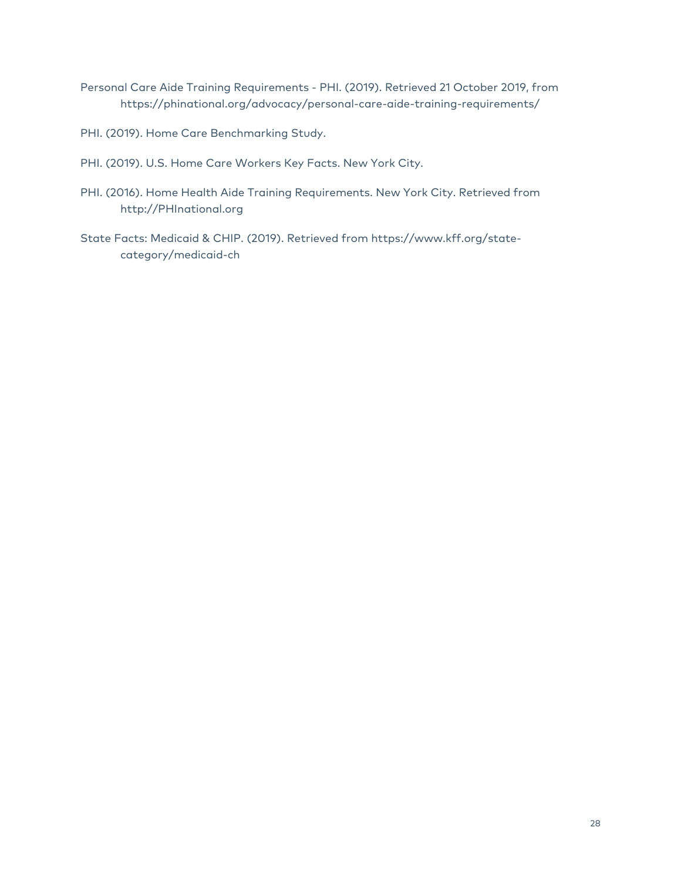Personal Care Aide Training Requirements - PHI. (2019). Retrieved 21 October 2019, from https://phinational.org/advocacy/personal-care-aide-training-requirements/

PHI. (2019). Home Care Benchmarking Study.

PHI. (2019). U.S. Home Care Workers Key Facts. New York City.

PHI. (2016). Home Health Aide Training Requirements. New York City. Retrieved from http://PHInational.org

State Facts: Medicaid & CHIP. (2019). Retrieved from https://www.kff.org/state-category/medicaid-ch